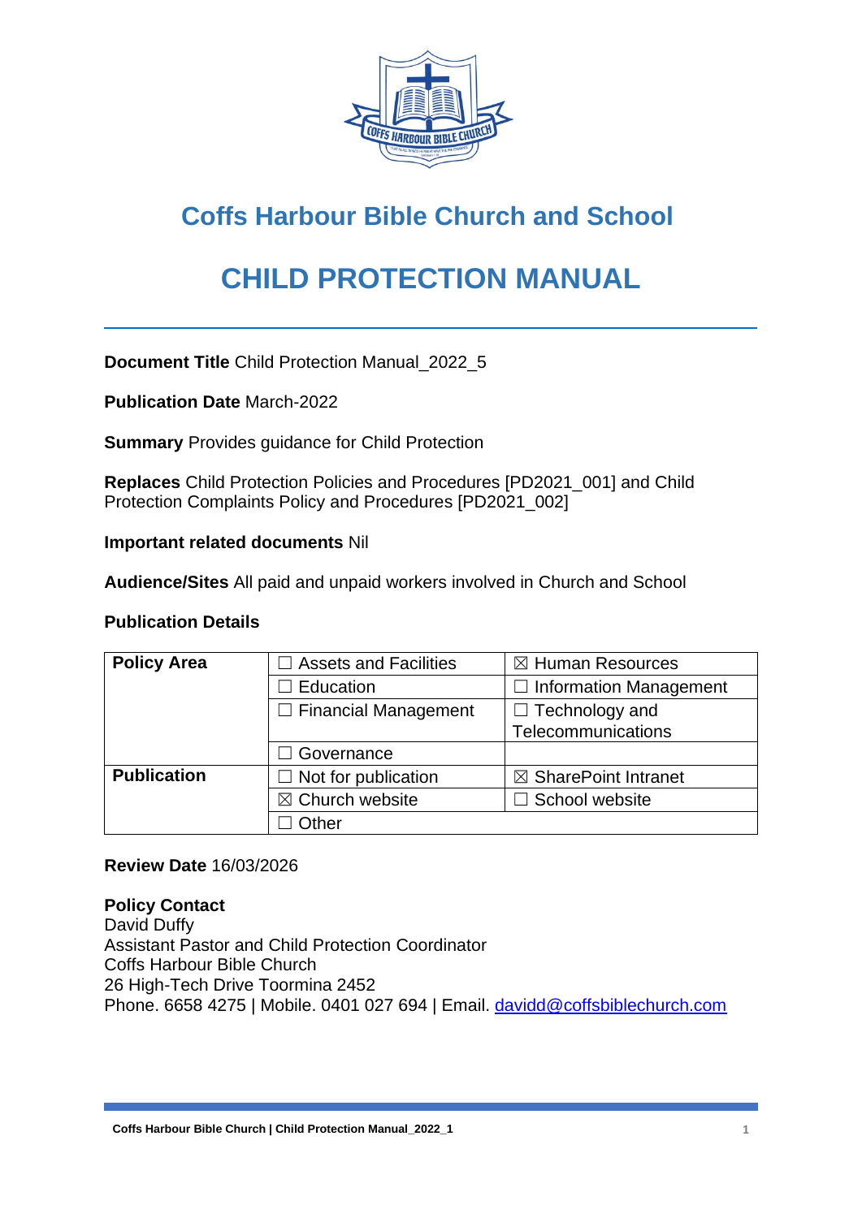# Coffs Harbour Bible Church and School

# CHILD PROTECTION MANUAL

---

**Document Title** Child Protection Manual_2022_5

**Publication Date** March-2022

**Summary** Provides guidance for Child Protection

**Replaces** Child Protection Policies and Procedures [PD2021_001] and Child Protection Complaints Policy and Procedures [PD2021_002]

**Important related documents** Nil

**Audience/Sites** All paid and unpaid workers involved in Church and School

**Publication Details**

| **Policy Area** | ☐ Assets and Facilities | ☒ Human Resources |
|---|---|---|
| | ☐ Education | ☐ Information Management |
| | ☐ Financial Management | ☐ Technology and Telecommunications |
| | ☐ Governance | |
| **Publication** | ☐ Not for publication | ☒ SharePoint Intranet |
| | ☒ Church website | ☐ School website |
| | ☐ Other | |

**Review Date** 16/03/2026

**Policy Contact**
David Duffy
Assistant Pastor and Child Protection Coordinator
Coffs Harbour Bible Church
26 High-Tech Drive Toormina 2452
Phone. 6658 4275 | Mobile. 0401 027 694 | Email. davidd@coffsbiblechurch.com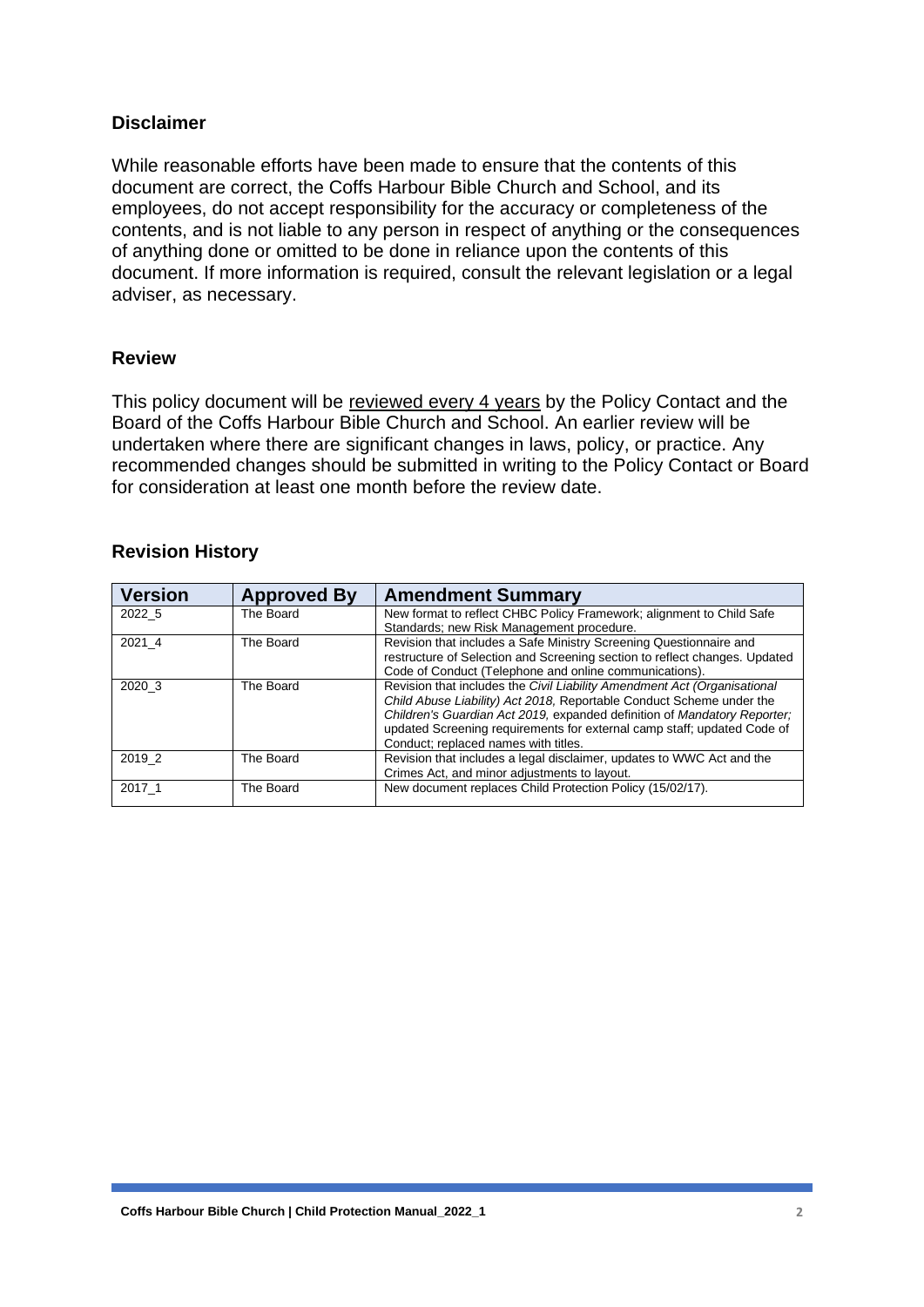## Disclaimer

While reasonable efforts have been made to ensure that the contents of this document are correct, the Coffs Harbour Bible Church and School, and its employees, do not accept responsibility for the accuracy or completeness of the contents, and is not liable to any person in respect of anything or the consequences of anything done or omitted to be done in reliance upon the contents of this document. If more information is required, consult the relevant legislation or a legal adviser, as necessary.

## Review

This policy document will be reviewed every 4 years by the Policy Contact and the Board of the Coffs Harbour Bible Church and School. An earlier review will be undertaken where there are significant changes in laws, policy, or practice. Any recommended changes should be submitted in writing to the Policy Contact or Board for consideration at least one month before the review date.

## Revision History

| Version | Approved By | Amendment Summary |
|---|---|---|
| 2022_5 | The Board | New format to reflect CHBC Policy Framework; alignment to Child Safe Standards; new Risk Management procedure. |
| 2021_4 | The Board | Revision that includes a Safe Ministry Screening Questionnaire and restructure of Selection and Screening section to reflect changes. Updated Code of Conduct (Telephone and online communications). |
| 2020_3 | The Board | Revision that includes the *Civil Liability Amendment Act (Organisational Child Abuse Liability) Act 2018,* Reportable Conduct Scheme under the *Children's Guardian Act 2019,* expanded definition of *Mandatory Reporter;* updated Screening requirements for external camp staff; updated Code of Conduct; replaced names with titles. |
| 2019_2 | The Board | Revision that includes a legal disclaimer, updates to WWC Act and the Crimes Act, and minor adjustments to layout. |
| 2017_1 | The Board | New document replaces Child Protection Policy (15/02/17). |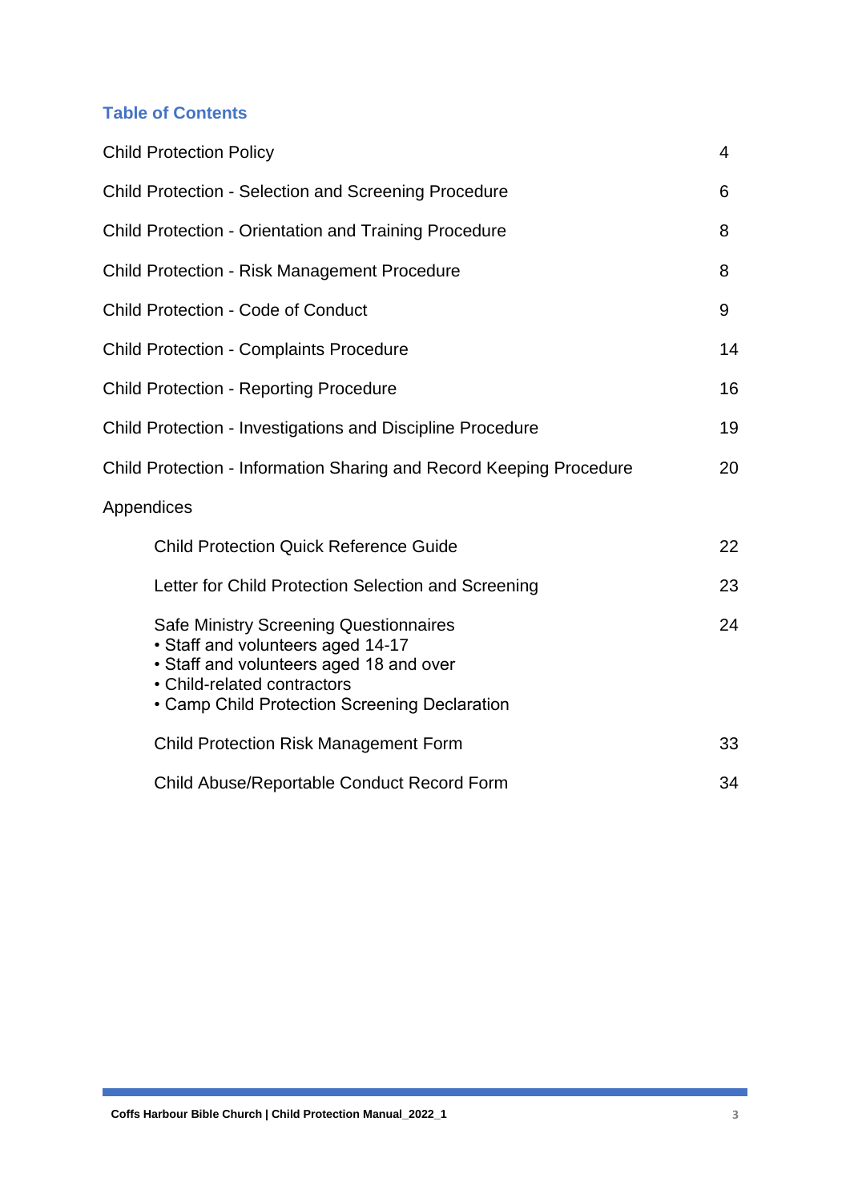## Table of Contents

| | |
|---|---|
| Child Protection Policy | 4 |
| Child Protection - Selection and Screening Procedure | 6 |
| Child Protection - Orientation and Training Procedure | 8 |
| Child Protection - Risk Management Procedure | 8 |
| Child Protection - Code of Conduct | 9 |
| Child Protection - Complaints Procedure | 14 |
| Child Protection - Reporting Procedure | 16 |
| Child Protection - Investigations and Discipline Procedure | 19 |
| Child Protection - Information Sharing and Record Keeping Procedure | 20 |
| Appendices | |
| Child Protection Quick Reference Guide | 22 |
| Letter for Child Protection Selection and Screening | 23 |
| Safe Ministry Screening Questionnaires<br>• Staff and volunteers aged 14-17<br>• Staff and volunteers aged 18 and over<br>• Child-related contractors<br>• Camp Child Protection Screening Declaration | 24 |
| Child Protection Risk Management Form | 33 |
| Child Abuse/Reportable Conduct Record Form | 34 |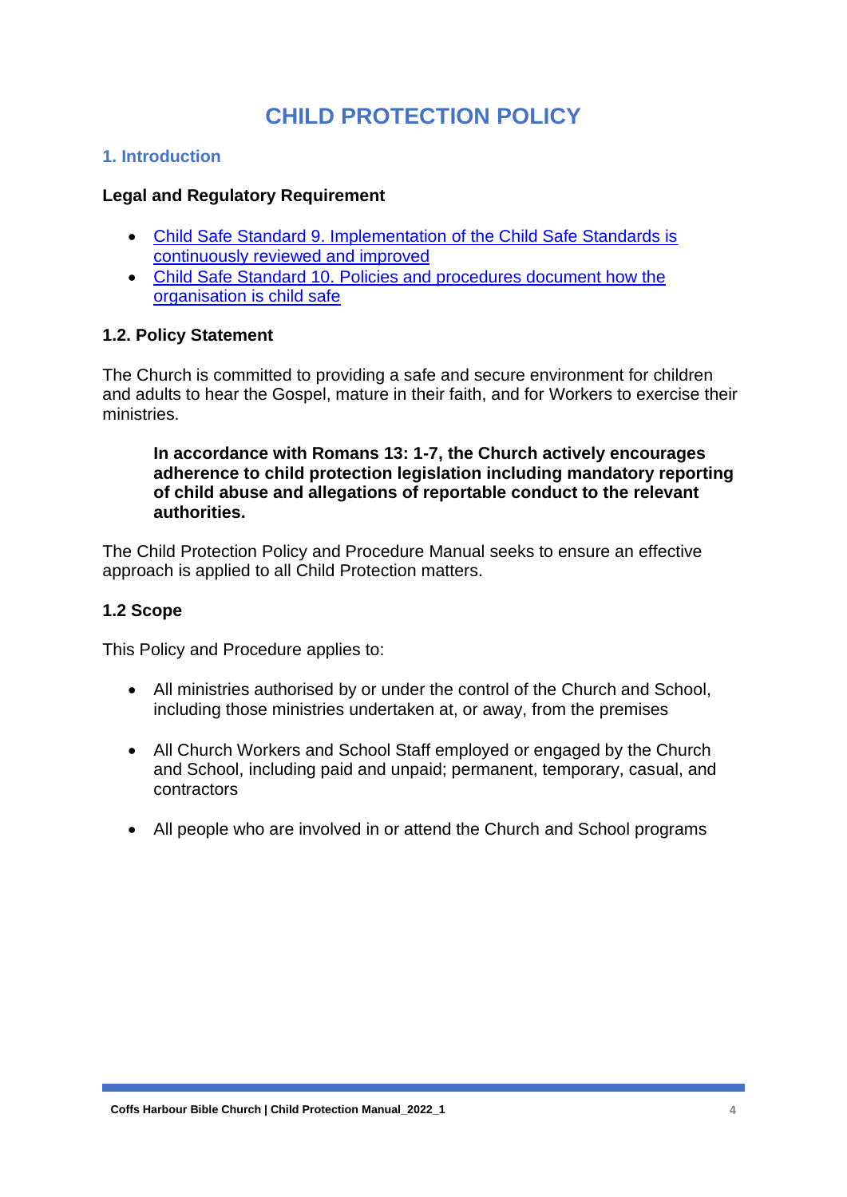# CHILD PROTECTION POLICY

## 1. Introduction

**Legal and Regulatory Requirement**

- Child Safe Standard 9. Implementation of the Child Safe Standards is continuously reviewed and improved
- Child Safe Standard 10. Policies and procedures document how the organisation is child safe

### 1.2. Policy Statement

The Church is committed to providing a safe and secure environment for children and adults to hear the Gospel, mature in their faith, and for Workers to exercise their ministries.

> **In accordance with Romans 13: 1-7, the Church actively encourages adherence to child protection legislation including mandatory reporting of child abuse and allegations of reportable conduct to the relevant authorities.**

The Child Protection Policy and Procedure Manual seeks to ensure an effective approach is applied to all Child Protection matters.

### 1.2 Scope

This Policy and Procedure applies to:

- All ministries authorised by or under the control of the Church and School, including those ministries undertaken at, or away, from the premises

- All Church Workers and School Staff employed or engaged by the Church and School, including paid and unpaid; permanent, temporary, casual, and contractors

- All people who are involved in or attend the Church and School programs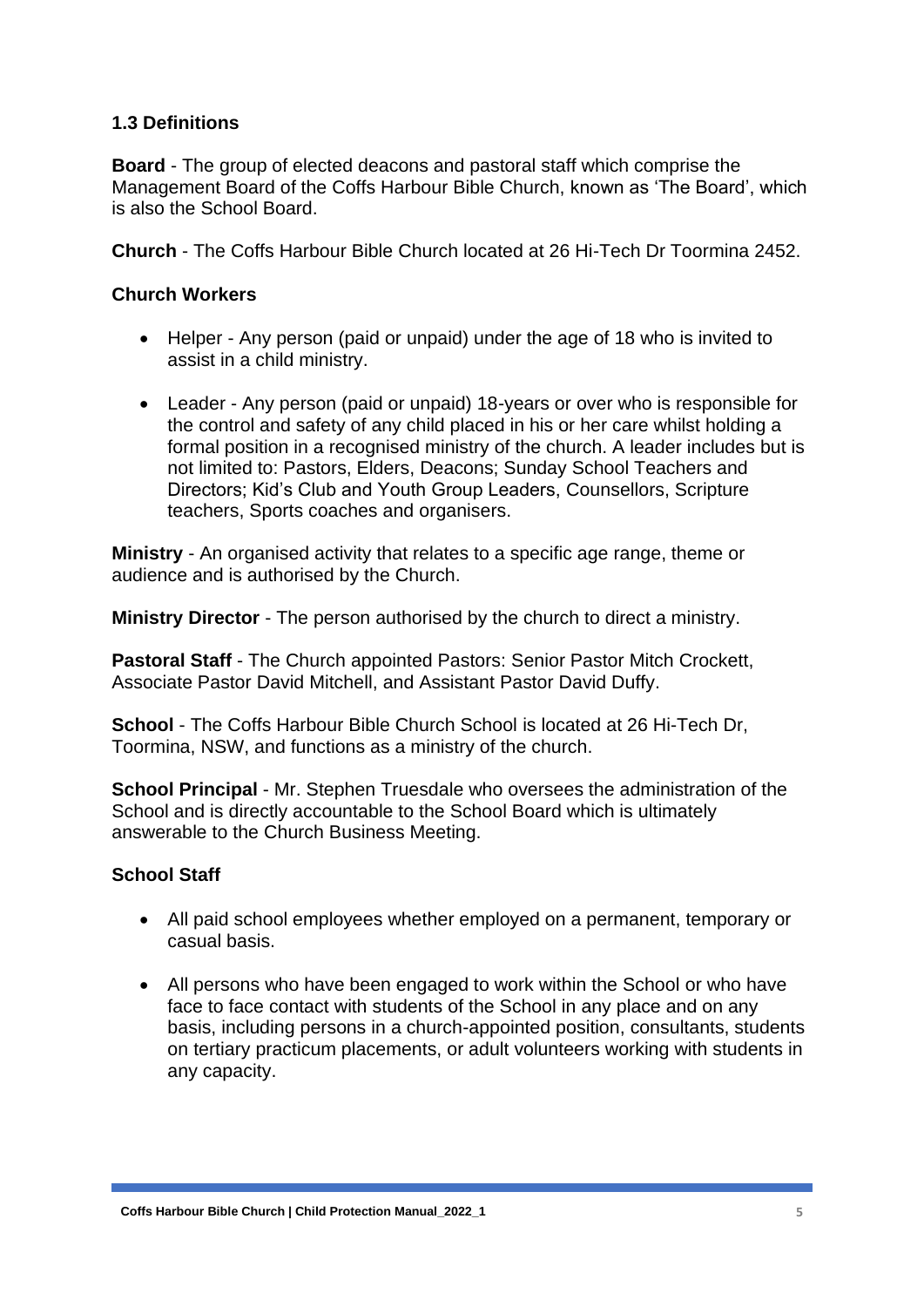### 1.3 Definitions

**Board** - The group of elected deacons and pastoral staff which comprise the Management Board of the Coffs Harbour Bible Church, known as 'The Board', which is also the School Board.

**Church** - The Coffs Harbour Bible Church located at 26 Hi-Tech Dr Toormina 2452.

**Church Workers**

- Helper - Any person (paid or unpaid) under the age of 18 who is invited to assist in a child ministry.
- Leader - Any person (paid or unpaid) 18-years or over who is responsible for the control and safety of any child placed in his or her care whilst holding a formal position in a recognised ministry of the church. A leader includes but is not limited to: Pastors, Elders, Deacons; Sunday School Teachers and Directors; Kid's Club and Youth Group Leaders, Counsellors, Scripture teachers, Sports coaches and organisers.

**Ministry** - An organised activity that relates to a specific age range, theme or audience and is authorised by the Church.

**Ministry Director** - The person authorised by the church to direct a ministry.

**Pastoral Staff** - The Church appointed Pastors: Senior Pastor Mitch Crockett, Associate Pastor David Mitchell, and Assistant Pastor David Duffy.

**School** - The Coffs Harbour Bible Church School is located at 26 Hi-Tech Dr, Toormina, NSW, and functions as a ministry of the church.

**School Principal** - Mr. Stephen Truesdale who oversees the administration of the School and is directly accountable to the School Board which is ultimately answerable to the Church Business Meeting.

**School Staff**

- All paid school employees whether employed on a permanent, temporary or casual basis.
- All persons who have been engaged to work within the School or who have face to face contact with students of the School in any place and on any basis, including persons in a church-appointed position, consultants, students on tertiary practicum placements, or adult volunteers working with students in any capacity.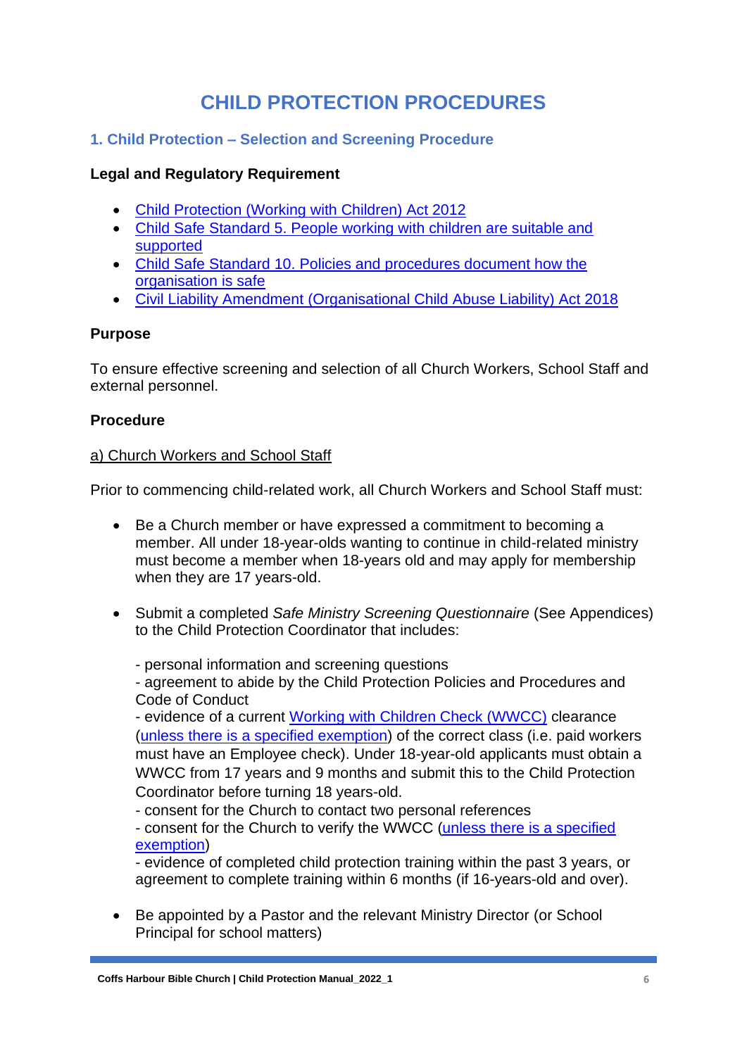# CHILD PROTECTION PROCEDURES

## 1. Child Protection – Selection and Screening Procedure

### Legal and Regulatory Requirement

- Child Protection (Working with Children) Act 2012
- Child Safe Standard 5. People working with children are suitable and supported
- Child Safe Standard 10. Policies and procedures document how the organisation is safe
- Civil Liability Amendment (Organisational Child Abuse Liability) Act 2018

### Purpose

To ensure effective screening and selection of all Church Workers, School Staff and external personnel.

### Procedure

a) Church Workers and School Staff

Prior to commencing child-related work, all Church Workers and School Staff must:

- Be a Church member or have expressed a commitment to becoming a member. All under 18-year-olds wanting to continue in child-related ministry must become a member when 18-years old and may apply for membership when they are 17 years-old.

- Submit a completed *Safe Ministry Screening Questionnaire* (See Appendices) to the Child Protection Coordinator that includes:

  - personal information and screening questions
  - agreement to abide by the Child Protection Policies and Procedures and Code of Conduct
  - evidence of a current Working with Children Check (WWCC) clearance (unless there is a specified exemption) of the correct class (i.e. paid workers must have an Employee check). Under 18-year-old applicants must obtain a WWCC from 17 years and 9 months and submit this to the Child Protection Coordinator before turning 18 years-old.
  - consent for the Church to contact two personal references
  - consent for the Church to verify the WWCC (unless there is a specified exemption)
  - evidence of completed child protection training within the past 3 years, or agreement to complete training within 6 months (if 16-years-old and over).

- Be appointed by a Pastor and the relevant Ministry Director (or School Principal for school matters)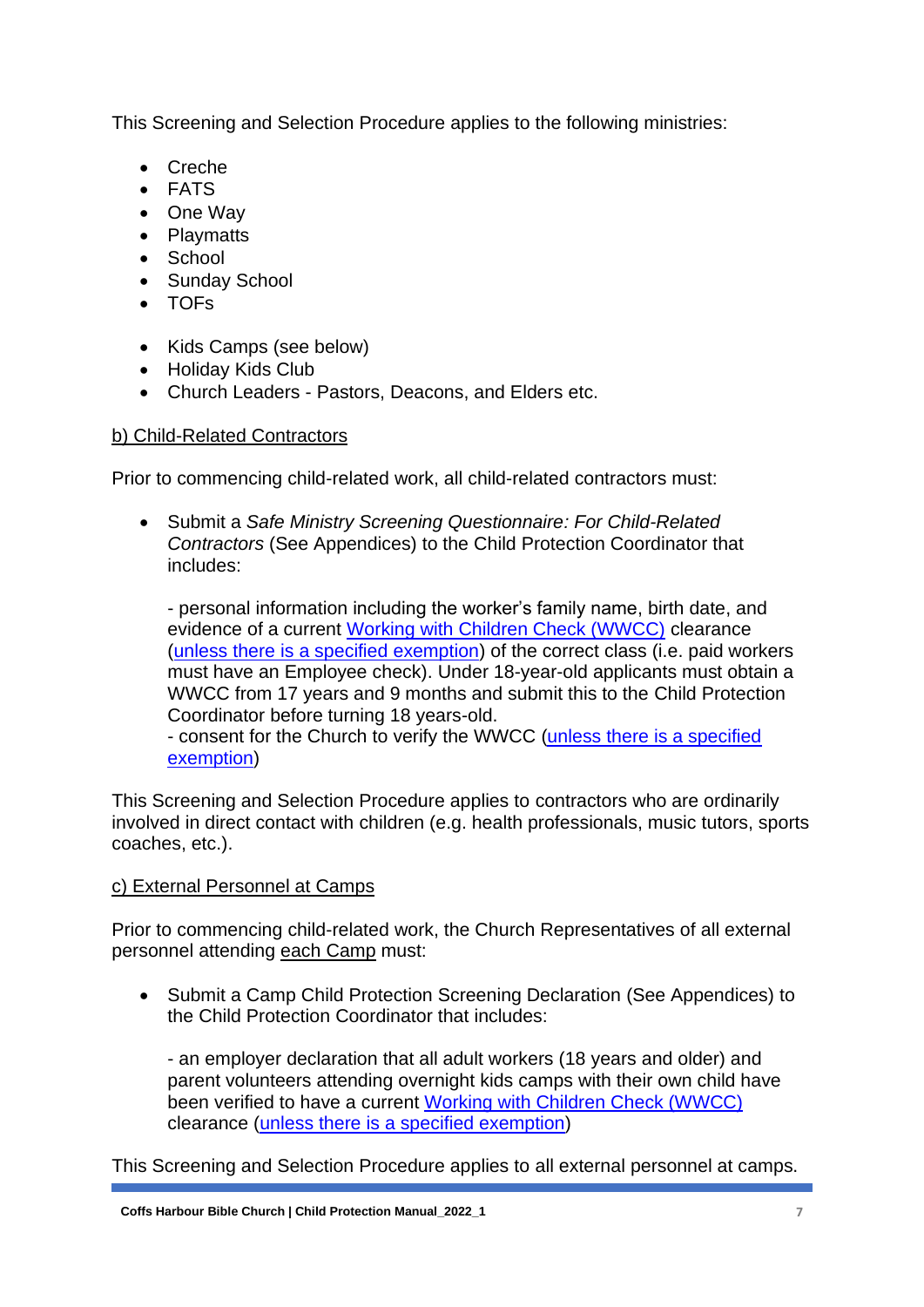This Screening and Selection Procedure applies to the following ministries:

- Creche
- FATS
- One Way
- Playmatts
- School
- Sunday School
- TOFs

- Kids Camps (see below)
- Holiday Kids Club
- Church Leaders - Pastors, Deacons, and Elders etc.

b) Child-Related Contractors

Prior to commencing child-related work, all child-related contractors must:

- Submit a *Safe Ministry Screening Questionnaire: For Child-Related Contractors* (See Appendices) to the Child Protection Coordinator that includes:

  - personal information including the worker's family name, birth date, and evidence of a current Working with Children Check (WWCC) clearance (unless there is a specified exemption) of the correct class (i.e. paid workers must have an Employee check). Under 18-year-old applicants must obtain a WWCC from 17 years and 9 months and submit this to the Child Protection Coordinator before turning 18 years-old.
  - consent for the Church to verify the WWCC (unless there is a specified exemption)

This Screening and Selection Procedure applies to contractors who are ordinarily involved in direct contact with children (e.g. health professionals, music tutors, sports coaches, etc.).

c) External Personnel at Camps

Prior to commencing child-related work, the Church Representatives of all external personnel attending each Camp must:

- Submit a Camp Child Protection Screening Declaration (See Appendices) to the Child Protection Coordinator that includes:

  - an employer declaration that all adult workers (18 years and older) and parent volunteers attending overnight kids camps with their own child have been verified to have a current Working with Children Check (WWCC) clearance (unless there is a specified exemption)

This Screening and Selection Procedure applies to all external personnel at camps.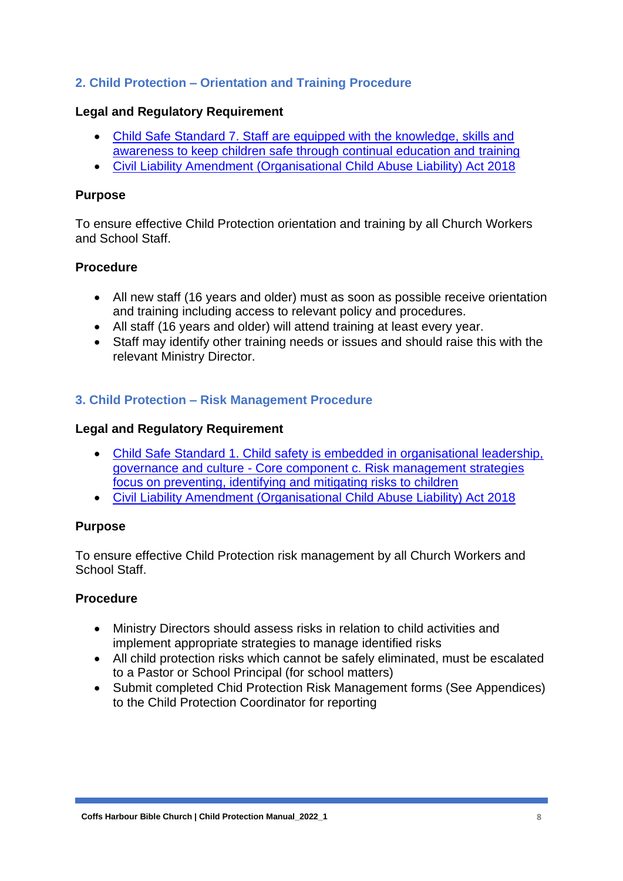## 2. Child Protection – Orientation and Training Procedure

**Legal and Regulatory Requirement**

- Child Safe Standard 7. Staff are equipped with the knowledge, skills and awareness to keep children safe through continual education and training
- Civil Liability Amendment (Organisational Child Abuse Liability) Act 2018

**Purpose**

To ensure effective Child Protection orientation and training by all Church Workers and School Staff.

**Procedure**

- All new staff (16 years and older) must as soon as possible receive orientation and training including access to relevant policy and procedures.
- All staff (16 years and older) will attend training at least every year.
- Staff may identify other training needs or issues and should raise this with the relevant Ministry Director.

## 3. Child Protection – Risk Management Procedure

**Legal and Regulatory Requirement**

- Child Safe Standard 1. Child safety is embedded in organisational leadership, governance and culture - Core component c. Risk management strategies focus on preventing, identifying and mitigating risks to children
- Civil Liability Amendment (Organisational Child Abuse Liability) Act 2018

**Purpose**

To ensure effective Child Protection risk management by all Church Workers and School Staff.

**Procedure**

- Ministry Directors should assess risks in relation to child activities and implement appropriate strategies to manage identified risks
- All child protection risks which cannot be safely eliminated, must be escalated to a Pastor or School Principal (for school matters)
- Submit completed Chid Protection Risk Management forms (See Appendices) to the Child Protection Coordinator for reporting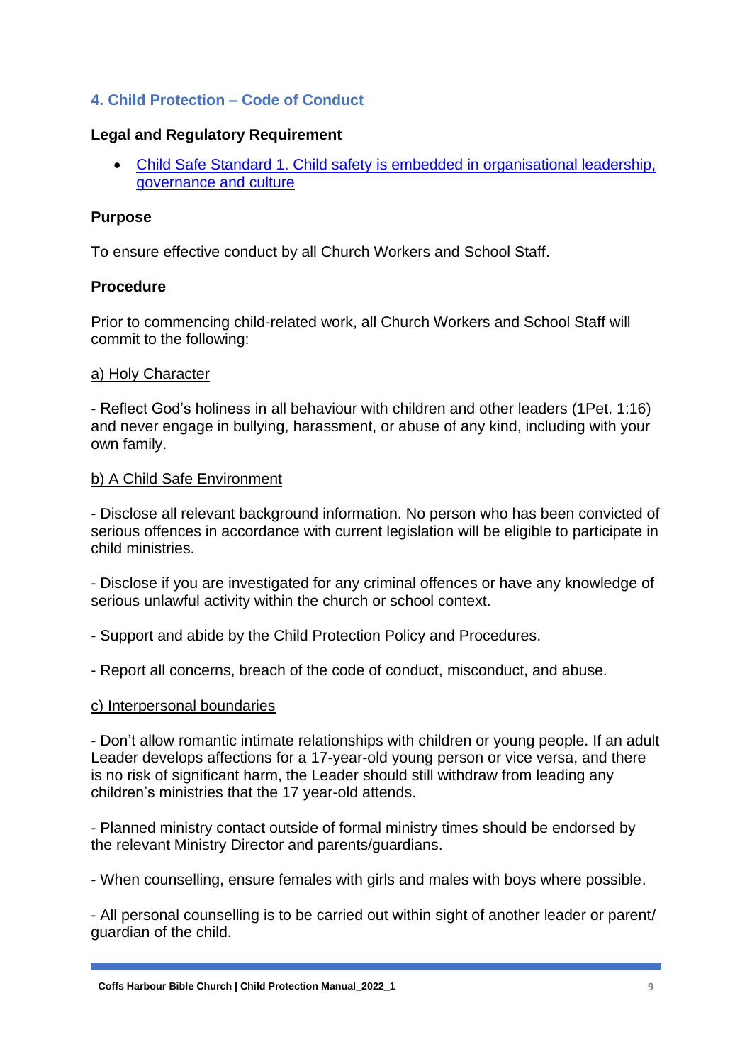## 4. Child Protection – Code of Conduct

**Legal and Regulatory Requirement**

- [Child Safe Standard 1. Child safety is embedded in organisational leadership, governance and culture]

**Purpose**

To ensure effective conduct by all Church Workers and School Staff.

**Procedure**

Prior to commencing child-related work, all Church Workers and School Staff will commit to the following:

a) Holy Character

- Reflect God's holiness in all behaviour with children and other leaders (1Pet. 1:16) and never engage in bullying, harassment, or abuse of any kind, including with your own family.

b) A Child Safe Environment

- Disclose all relevant background information. No person who has been convicted of serious offences in accordance with current legislation will be eligible to participate in child ministries.

- Disclose if you are investigated for any criminal offences or have any knowledge of serious unlawful activity within the church or school context.

- Support and abide by the Child Protection Policy and Procedures.

- Report all concerns, breach of the code of conduct, misconduct, and abuse.

c) Interpersonal boundaries

- Don't allow romantic intimate relationships with children or young people. If an adult Leader develops affections for a 17-year-old young person or vice versa, and there is no risk of significant harm, the Leader should still withdraw from leading any children's ministries that the 17 year-old attends.

- Planned ministry contact outside of formal ministry times should be endorsed by the relevant Ministry Director and parents/guardians.

- When counselling, ensure females with girls and males with boys where possible.

- All personal counselling is to be carried out within sight of another leader or parent/ guardian of the child.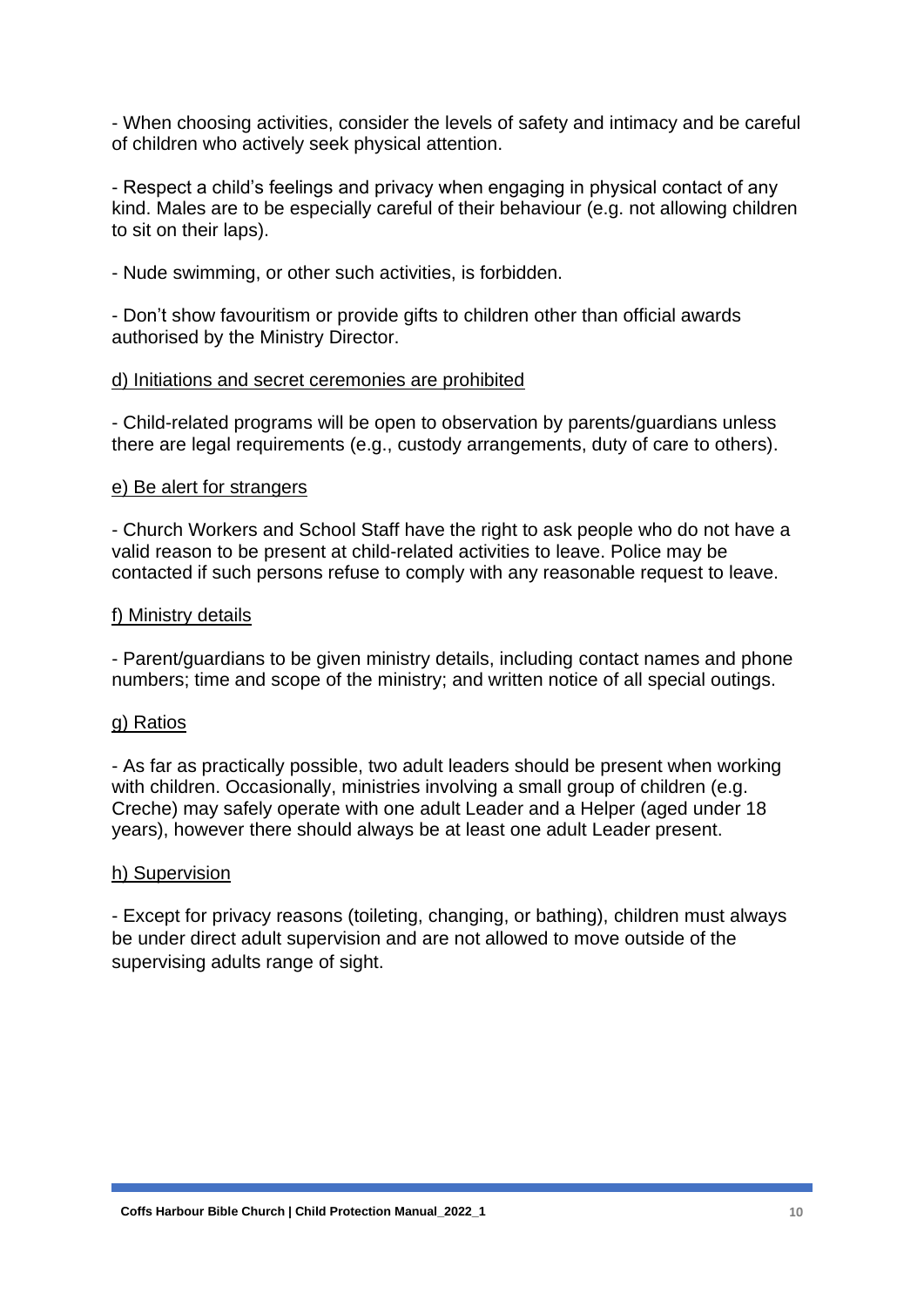- When choosing activities, consider the levels of safety and intimacy and be careful of children who actively seek physical attention.

- Respect a child's feelings and privacy when engaging in physical contact of any kind. Males are to be especially careful of their behaviour (e.g. not allowing children to sit on their laps).

- Nude swimming, or other such activities, is forbidden.

- Don't show favouritism or provide gifts to children other than official awards authorised by the Ministry Director.

<u>d) Initiations and secret ceremonies are prohibited</u>

- Child-related programs will be open to observation by parents/guardians unless there are legal requirements (e.g., custody arrangements, duty of care to others).

<u>e) Be alert for strangers</u>

- Church Workers and School Staff have the right to ask people who do not have a valid reason to be present at child-related activities to leave. Police may be contacted if such persons refuse to comply with any reasonable request to leave.

<u>f) Ministry details</u>

- Parent/guardians to be given ministry details, including contact names and phone numbers; time and scope of the ministry; and written notice of all special outings.

<u>g) Ratios</u>

- As far as practically possible, two adult leaders should be present when working with children. Occasionally, ministries involving a small group of children (e.g. Creche) may safely operate with one adult Leader and a Helper (aged under 18 years), however there should always be at least one adult Leader present.

<u>h) Supervision</u>

- Except for privacy reasons (toileting, changing, or bathing), children must always be under direct adult supervision and are not allowed to move outside of the supervising adults range of sight.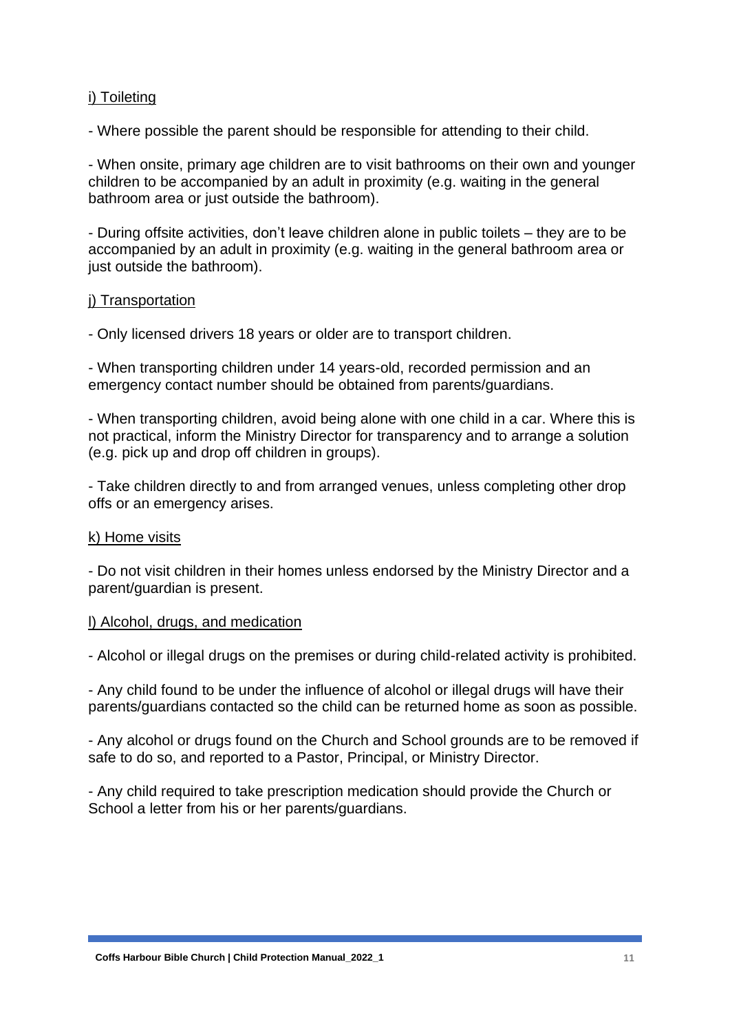i) Toileting

- Where possible the parent should be responsible for attending to their child.

- When onsite, primary age children are to visit bathrooms on their own and younger children to be accompanied by an adult in proximity (e.g. waiting in the general bathroom area or just outside the bathroom).

- During offsite activities, don't leave children alone in public toilets – they are to be accompanied by an adult in proximity (e.g. waiting in the general bathroom area or just outside the bathroom).

j) Transportation

- Only licensed drivers 18 years or older are to transport children.

- When transporting children under 14 years-old, recorded permission and an emergency contact number should be obtained from parents/guardians.

- When transporting children, avoid being alone with one child in a car. Where this is not practical, inform the Ministry Director for transparency and to arrange a solution (e.g. pick up and drop off children in groups).

- Take children directly to and from arranged venues, unless completing other drop offs or an emergency arises.

k) Home visits

- Do not visit children in their homes unless endorsed by the Ministry Director and a parent/guardian is present.

l) Alcohol, drugs, and medication

- Alcohol or illegal drugs on the premises or during child-related activity is prohibited.

- Any child found to be under the influence of alcohol or illegal drugs will have their parents/guardians contacted so the child can be returned home as soon as possible.

- Any alcohol or drugs found on the Church and School grounds are to be removed if safe to do so, and reported to a Pastor, Principal, or Ministry Director.

- Any child required to take prescription medication should provide the Church or School a letter from his or her parents/guardians.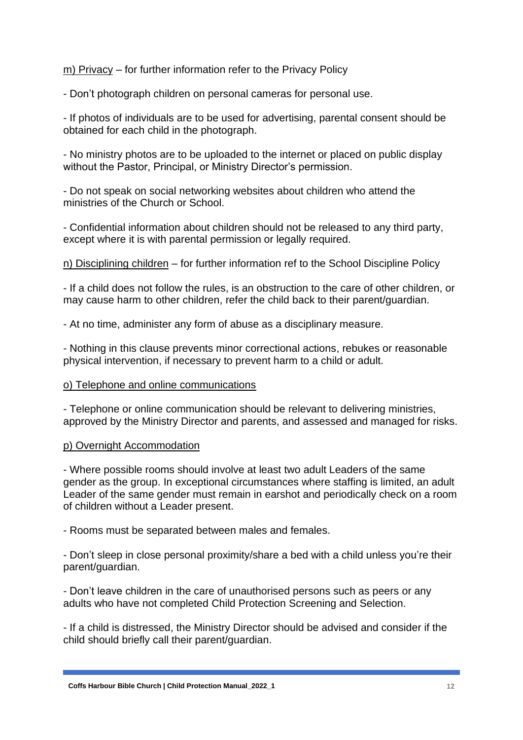m) Privacy – for further information refer to the Privacy Policy

- Don't photograph children on personal cameras for personal use.

- If photos of individuals are to be used for advertising, parental consent should be obtained for each child in the photograph.

- No ministry photos are to be uploaded to the internet or placed on public display without the Pastor, Principal, or Ministry Director's permission.

- Do not speak on social networking websites about children who attend the ministries of the Church or School.

- Confidential information about children should not be released to any third party, except where it is with parental permission or legally required.

n) Disciplining children – for further information ref to the School Discipline Policy

- If a child does not follow the rules, is an obstruction to the care of other children, or may cause harm to other children, refer the child back to their parent/guardian.

- At no time, administer any form of abuse as a disciplinary measure.

- Nothing in this clause prevents minor correctional actions, rebukes or reasonable physical intervention, if necessary to prevent harm to a child or adult.

o) Telephone and online communications

- Telephone or online communication should be relevant to delivering ministries, approved by the Ministry Director and parents, and assessed and managed for risks.

p) Overnight Accommodation

- Where possible rooms should involve at least two adult Leaders of the same gender as the group. In exceptional circumstances where staffing is limited, an adult Leader of the same gender must remain in earshot and periodically check on a room of children without a Leader present.

- Rooms must be separated between males and females.

- Don't sleep in close personal proximity/share a bed with a child unless you're their parent/guardian.

- Don't leave children in the care of unauthorised persons such as peers or any adults who have not completed Child Protection Screening and Selection.

- If a child is distressed, the Ministry Director should be advised and consider if the child should briefly call their parent/guardian.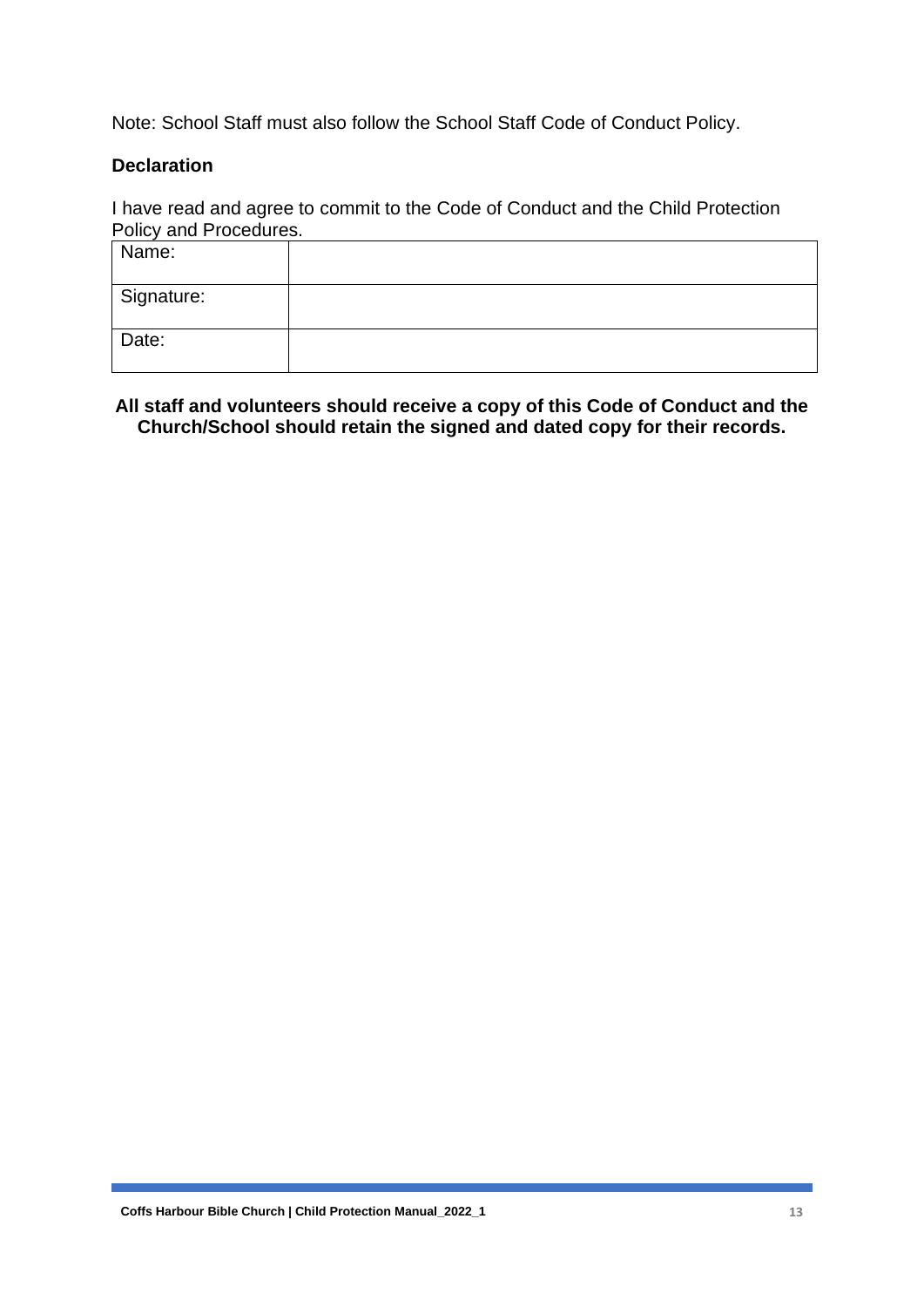Note: School Staff must also follow the School Staff Code of Conduct Policy.

**Declaration**

I have read and agree to commit to the Code of Conduct and the Child Protection Policy and Procedures.

| Name: | |
|---|---|
| Signature: | |
| Date: | |

**All staff and volunteers should receive a copy of this Code of Conduct and the Church/School should retain the signed and dated copy for their records.**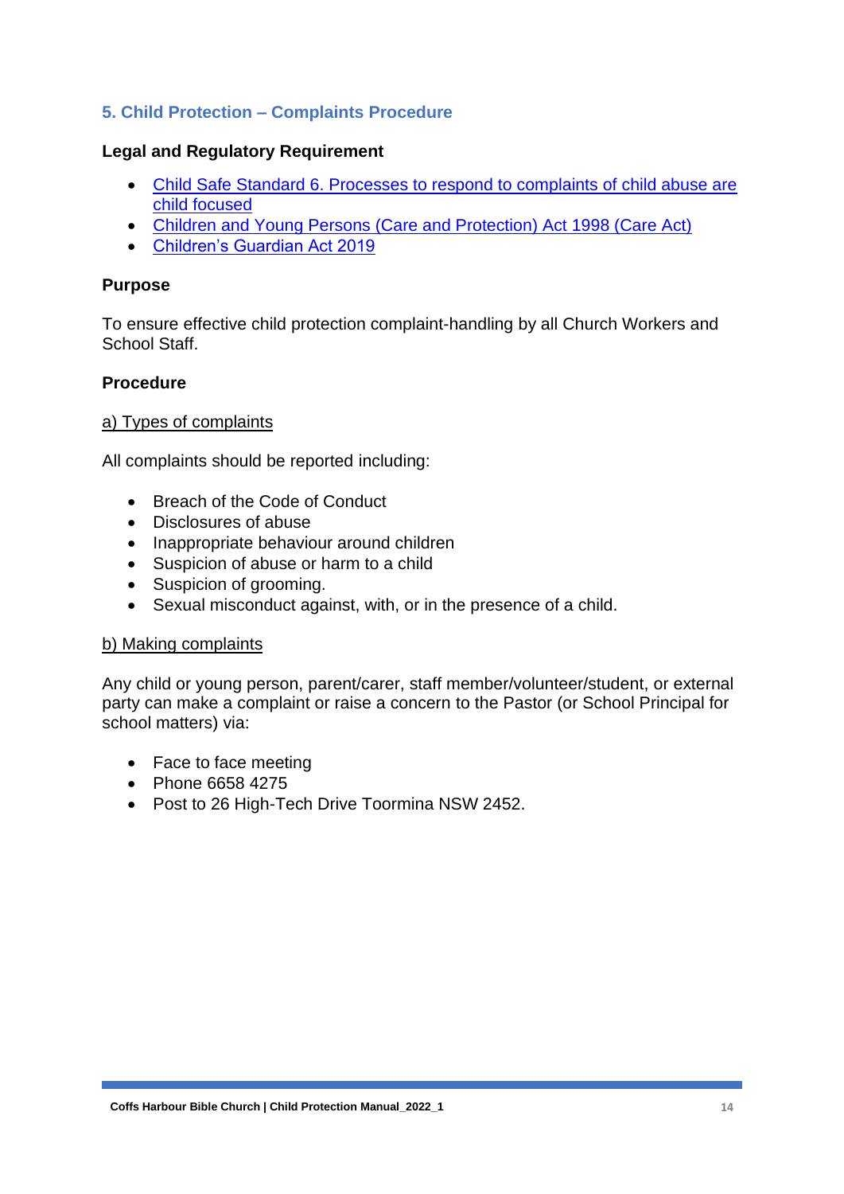## 5. Child Protection – Complaints Procedure

**Legal and Regulatory Requirement**

- Child Safe Standard 6. Processes to respond to complaints of child abuse are child focused
- Children and Young Persons (Care and Protection) Act 1998 (Care Act)
- Children's Guardian Act 2019

**Purpose**

To ensure effective child protection complaint-handling by all Church Workers and School Staff.

**Procedure**

a) Types of complaints

All complaints should be reported including:

- Breach of the Code of Conduct
- Disclosures of abuse
- Inappropriate behaviour around children
- Suspicion of abuse or harm to a child
- Suspicion of grooming.
- Sexual misconduct against, with, or in the presence of a child.

b) Making complaints

Any child or young person, parent/carer, staff member/volunteer/student, or external party can make a complaint or raise a concern to the Pastor (or School Principal for school matters) via:

- Face to face meeting
- Phone 6658 4275
- Post to 26 High-Tech Drive Toormina NSW 2452.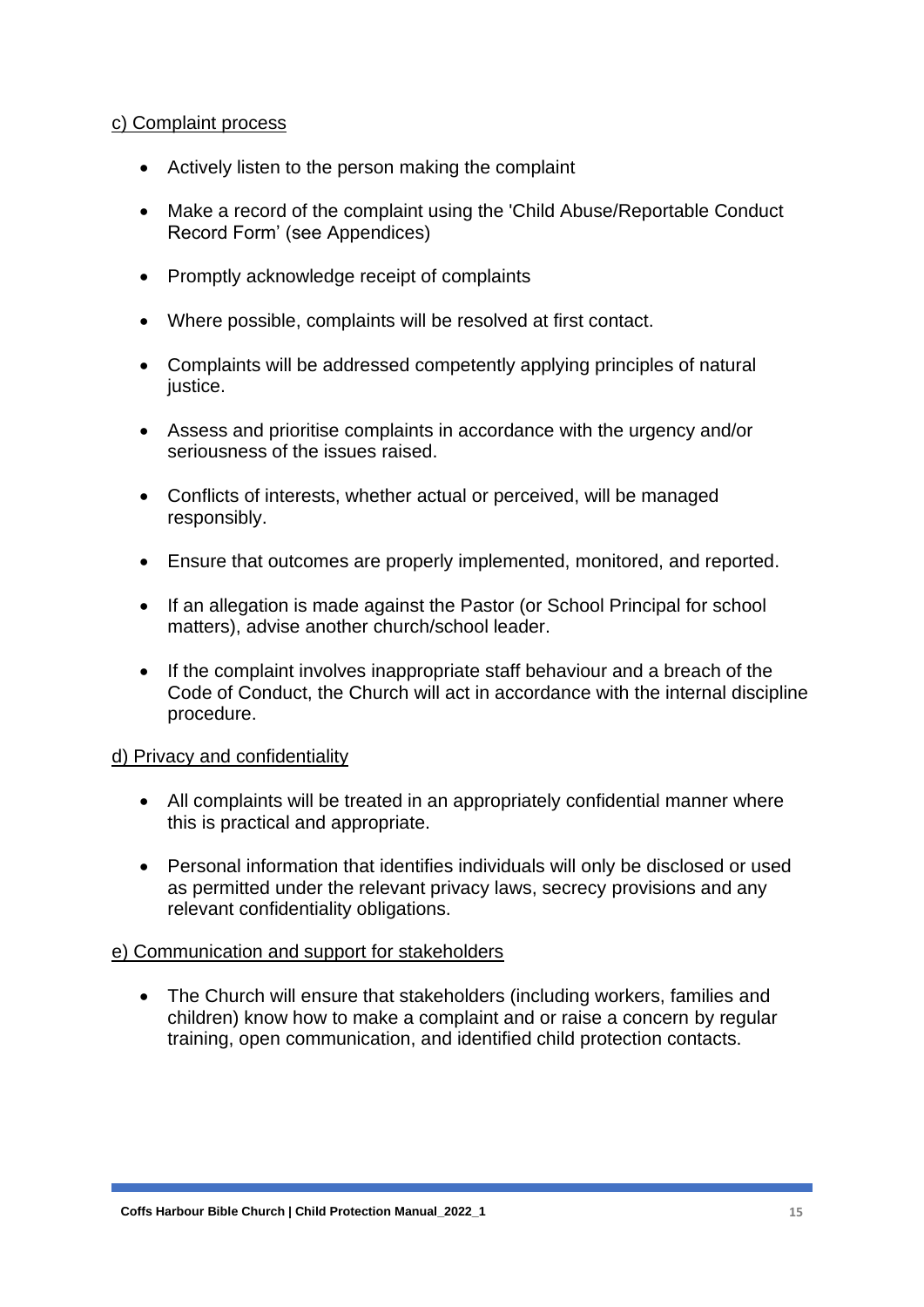c) Complaint process

- Actively listen to the person making the complaint
- Make a record of the complaint using the 'Child Abuse/Reportable Conduct Record Form' (see Appendices)
- Promptly acknowledge receipt of complaints
- Where possible, complaints will be resolved at first contact.
- Complaints will be addressed competently applying principles of natural justice.
- Assess and prioritise complaints in accordance with the urgency and/or seriousness of the issues raised.
- Conflicts of interests, whether actual or perceived, will be managed responsibly.
- Ensure that outcomes are properly implemented, monitored, and reported.
- If an allegation is made against the Pastor (or School Principal for school matters), advise another church/school leader.
- If the complaint involves inappropriate staff behaviour and a breach of the Code of Conduct, the Church will act in accordance with the internal discipline procedure.

d) Privacy and confidentiality

- All complaints will be treated in an appropriately confidential manner where this is practical and appropriate.
- Personal information that identifies individuals will only be disclosed or used as permitted under the relevant privacy laws, secrecy provisions and any relevant confidentiality obligations.

e) Communication and support for stakeholders

- The Church will ensure that stakeholders (including workers, families and children) know how to make a complaint and or raise a concern by regular training, open communication, and identified child protection contacts.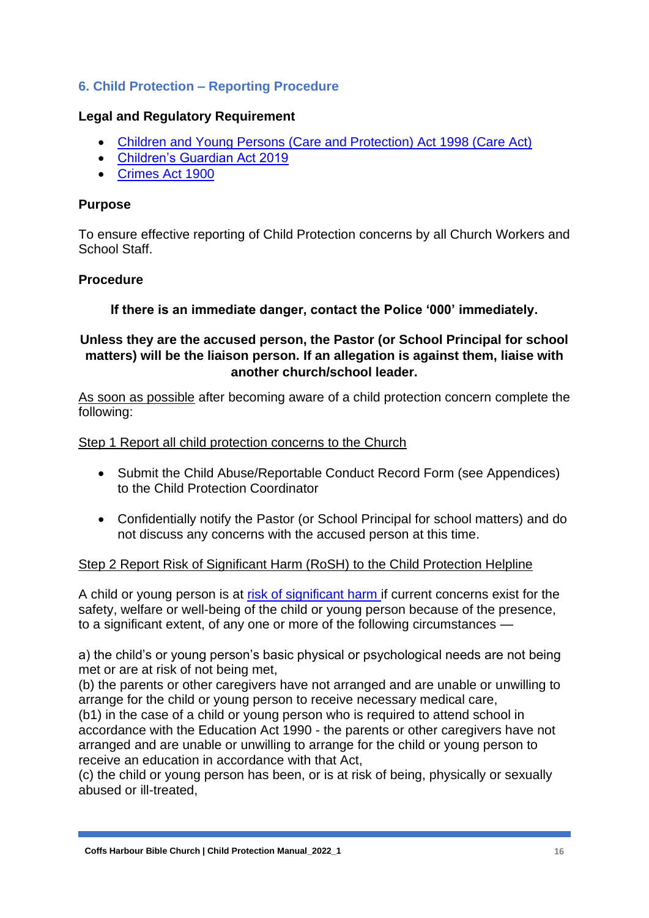## 6. Child Protection – Reporting Procedure

**Legal and Regulatory Requirement**

- Children and Young Persons (Care and Protection) Act 1998 (Care Act)
- Children's Guardian Act 2019
- Crimes Act 1900

**Purpose**

To ensure effective reporting of Child Protection concerns by all Church Workers and School Staff.

**Procedure**

**If there is an immediate danger, contact the Police '000' immediately.**

**Unless they are the accused person, the Pastor (or School Principal for school matters) will be the liaison person. If an allegation is against them, liaise with another church/school leader.**

As soon as possible after becoming aware of a child protection concern complete the following:

Step 1 Report all child protection concerns to the Church

- Submit the Child Abuse/Reportable Conduct Record Form (see Appendices) to the Child Protection Coordinator
- Confidentially notify the Pastor (or School Principal for school matters) and do not discuss any concerns with the accused person at this time.

Step 2 Report Risk of Significant Harm (RoSH) to the Child Protection Helpline

A child or young person is at risk of significant harm if current concerns exist for the safety, welfare or well-being of the child or young person because of the presence, to a significant extent, of any one or more of the following circumstances —

a) the child's or young person's basic physical or psychological needs are not being met or are at risk of not being met,
(b) the parents or other caregivers have not arranged and are unable or unwilling to arrange for the child or young person to receive necessary medical care,
(b1) in the case of a child or young person who is required to attend school in accordance with the Education Act 1990 - the parents or other caregivers have not arranged and are unable or unwilling to arrange for the child or young person to receive an education in accordance with that Act,
(c) the child or young person has been, or is at risk of being, physically or sexually abused or ill-treated,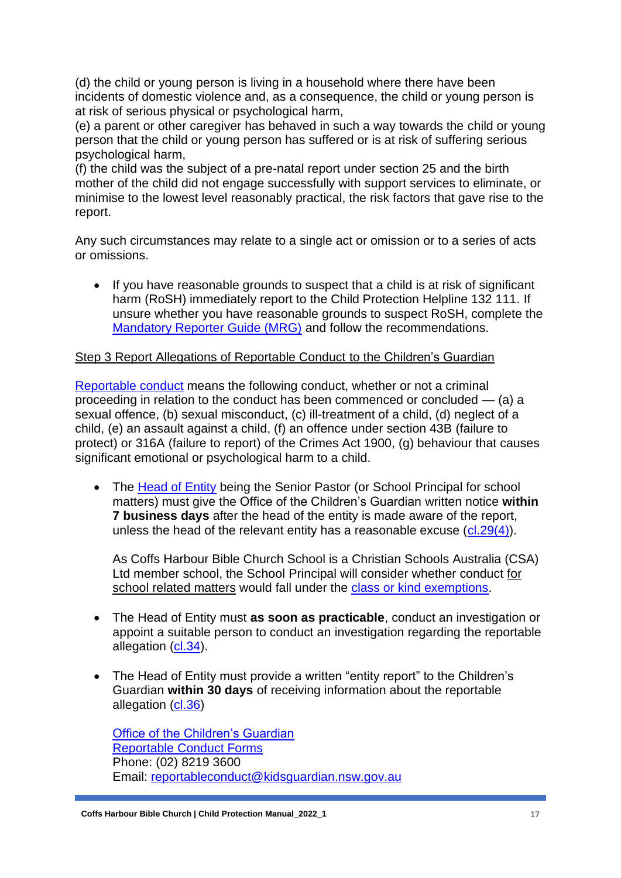(d) the child or young person is living in a household where there have been incidents of domestic violence and, as a consequence, the child or young person is at risk of serious physical or psychological harm,
(e) a parent or other caregiver has behaved in such a way towards the child or young person that the child or young person has suffered or is at risk of suffering serious psychological harm,
(f) the child was the subject of a pre-natal report under section 25 and the birth mother of the child did not engage successfully with support services to eliminate, or minimise to the lowest level reasonably practical, the risk factors that gave rise to the report.

Any such circumstances may relate to a single act or omission or to a series of acts or omissions.

- If you have reasonable grounds to suspect that a child is at risk of significant harm (RoSH) immediately report to the Child Protection Helpline 132 111. If unsure whether you have reasonable grounds to suspect RoSH, complete the Mandatory Reporter Guide (MRG) and follow the recommendations.

Step 3 Report Allegations of Reportable Conduct to the Children's Guardian

Reportable conduct means the following conduct, whether or not a criminal proceeding in relation to the conduct has been commenced or concluded — (a) a sexual offence, (b) sexual misconduct, (c) ill-treatment of a child, (d) neglect of a child, (e) an assault against a child, (f) an offence under section 43B (failure to protect) or 316A (failure to report) of the Crimes Act 1900, (g) behaviour that causes significant emotional or psychological harm to a child.

- The Head of Entity being the Senior Pastor (or School Principal for school matters) must give the Office of the Children's Guardian written notice **within 7 business days** after the head of the entity is made aware of the report, unless the head of the relevant entity has a reasonable excuse (cl.29(4)).

  As Coffs Harbour Bible Church School is a Christian Schools Australia (CSA) Ltd member school, the School Principal will consider whether conduct for school related matters would fall under the class or kind exemptions.

- The Head of Entity must **as soon as practicable**, conduct an investigation or appoint a suitable person to conduct an investigation regarding the reportable allegation (cl.34).

- The Head of Entity must provide a written "entity report" to the Children's Guardian **within 30 days** of receiving information about the reportable allegation (cl.36)

  Office of the Children's Guardian
  Reportable Conduct Forms
  Phone: (02) 8219 3600
  Email: reportableconduct@kidsguardian.nsw.gov.au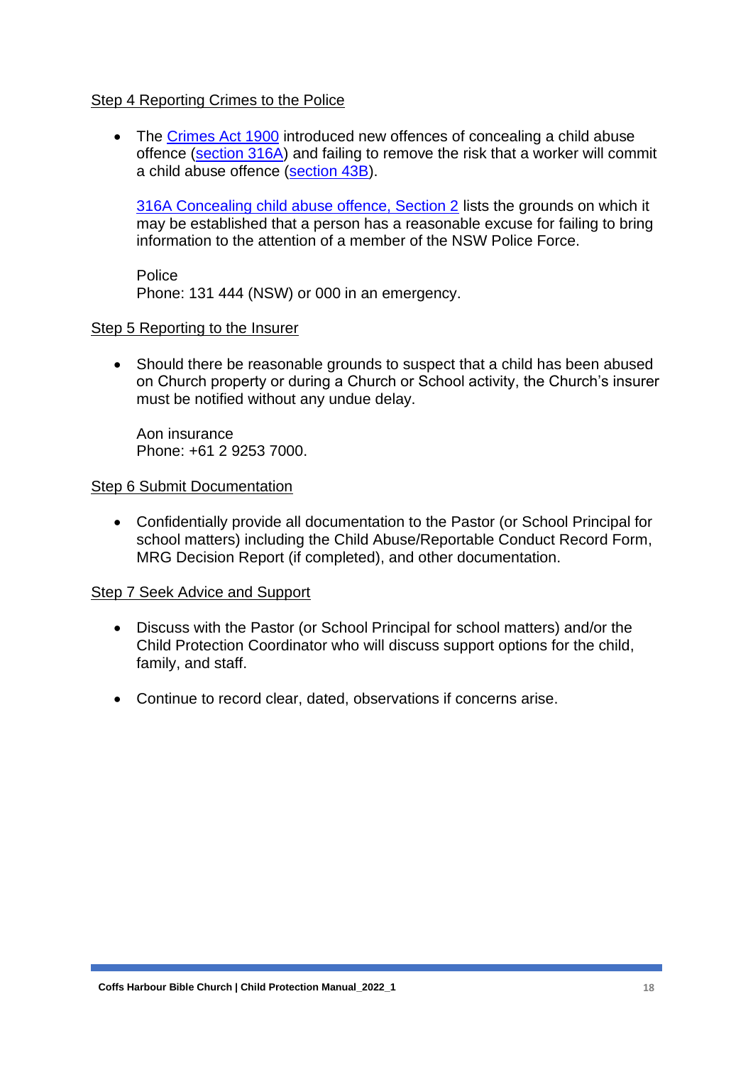Step 4 Reporting Crimes to the Police

- The Crimes Act 1900 introduced new offences of concealing a child abuse offence (section 316A) and failing to remove the risk that a worker will commit a child abuse offence (section 43B).

  316A Concealing child abuse offence, Section 2 lists the grounds on which it may be established that a person has a reasonable excuse for failing to bring information to the attention of a member of the NSW Police Force.

  Police
  Phone: 131 444 (NSW) or 000 in an emergency.

Step 5 Reporting to the Insurer

- Should there be reasonable grounds to suspect that a child has been abused on Church property or during a Church or School activity, the Church's insurer must be notified without any undue delay.

  Aon insurance
  Phone: +61 2 9253 7000.

Step 6 Submit Documentation

- Confidentially provide all documentation to the Pastor (or School Principal for school matters) including the Child Abuse/Reportable Conduct Record Form, MRG Decision Report (if completed), and other documentation.

Step 7 Seek Advice and Support

- Discuss with the Pastor (or School Principal for school matters) and/or the Child Protection Coordinator who will discuss support options for the child, family, and staff.

- Continue to record clear, dated, observations if concerns arise.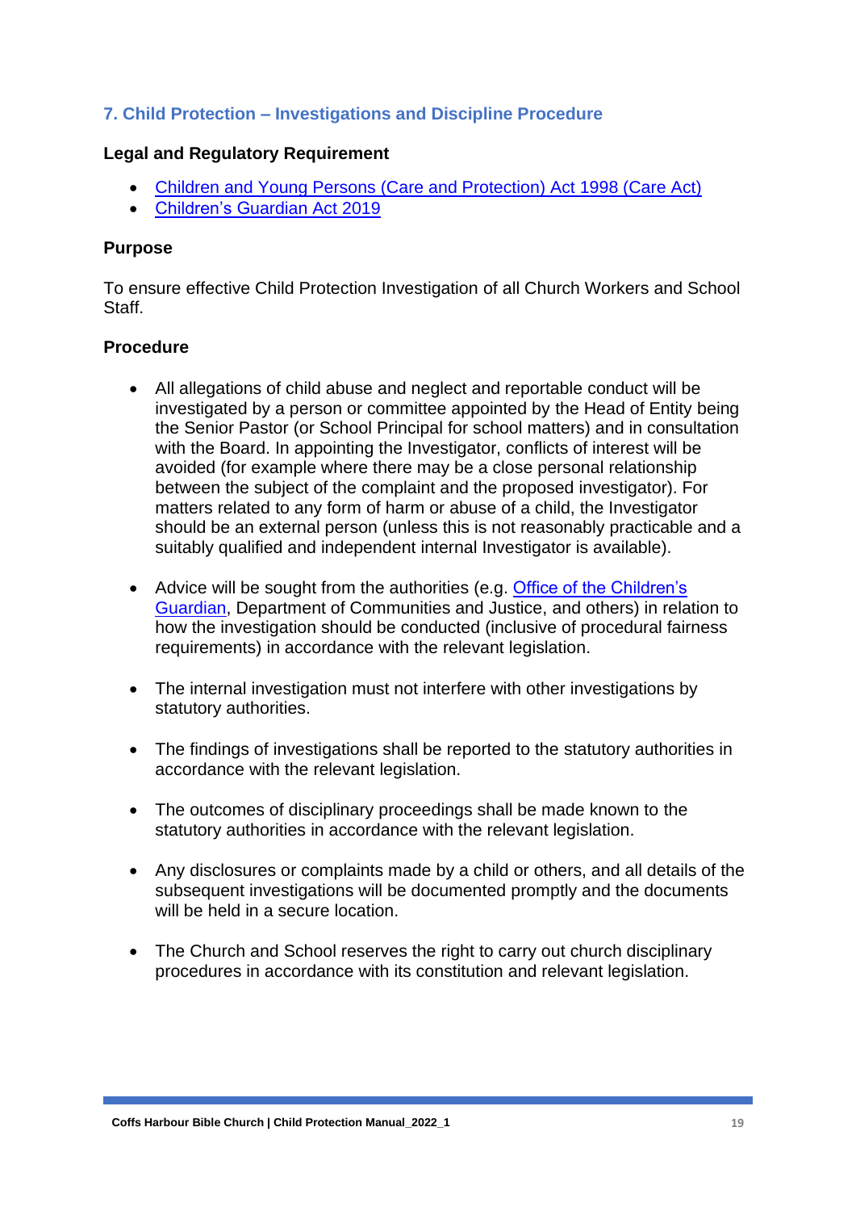## 7. Child Protection – Investigations and Discipline Procedure

**Legal and Regulatory Requirement**

- Children and Young Persons (Care and Protection) Act 1998 (Care Act)
- Children's Guardian Act 2019

**Purpose**

To ensure effective Child Protection Investigation of all Church Workers and School Staff.

**Procedure**

- All allegations of child abuse and neglect and reportable conduct will be investigated by a person or committee appointed by the Head of Entity being the Senior Pastor (or School Principal for school matters) and in consultation with the Board. In appointing the Investigator, conflicts of interest will be avoided (for example where there may be a close personal relationship between the subject of the complaint and the proposed investigator). For matters related to any form of harm or abuse of a child, the Investigator should be an external person (unless this is not reasonably practicable and a suitably qualified and independent internal Investigator is available).

- Advice will be sought from the authorities (e.g. Office of the Children's Guardian, Department of Communities and Justice, and others) in relation to how the investigation should be conducted (inclusive of procedural fairness requirements) in accordance with the relevant legislation.

- The internal investigation must not interfere with other investigations by statutory authorities.

- The findings of investigations shall be reported to the statutory authorities in accordance with the relevant legislation.

- The outcomes of disciplinary proceedings shall be made known to the statutory authorities in accordance with the relevant legislation.

- Any disclosures or complaints made by a child or others, and all details of the subsequent investigations will be documented promptly and the documents will be held in a secure location.

- The Church and School reserves the right to carry out church disciplinary procedures in accordance with its constitution and relevant legislation.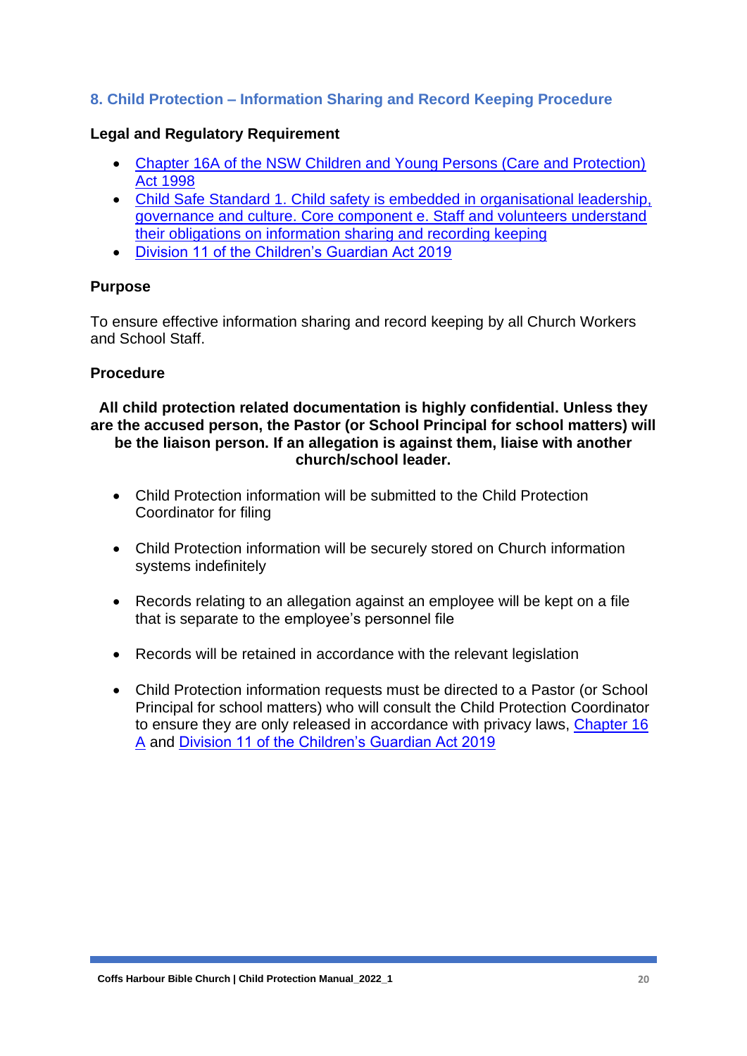## 8. Child Protection – Information Sharing and Record Keeping Procedure

**Legal and Regulatory Requirement**

- Chapter 16A of the NSW Children and Young Persons (Care and Protection) Act 1998
- Child Safe Standard 1. Child safety is embedded in organisational leadership, governance and culture. Core component e. Staff and volunteers understand their obligations on information sharing and recording keeping
- Division 11 of the Children's Guardian Act 2019

**Purpose**

To ensure effective information sharing and record keeping by all Church Workers and School Staff.

**Procedure**

**All child protection related documentation is highly confidential. Unless they are the accused person, the Pastor (or School Principal for school matters) will be the liaison person. If an allegation is against them, liaise with another church/school leader.**

- Child Protection information will be submitted to the Child Protection Coordinator for filing
- Child Protection information will be securely stored on Church information systems indefinitely
- Records relating to an allegation against an employee will be kept on a file that is separate to the employee's personnel file
- Records will be retained in accordance with the relevant legislation
- Child Protection information requests must be directed to a Pastor (or School Principal for school matters) who will consult the Child Protection Coordinator to ensure they are only released in accordance with privacy laws, Chapter 16 A and Division 11 of the Children's Guardian Act 2019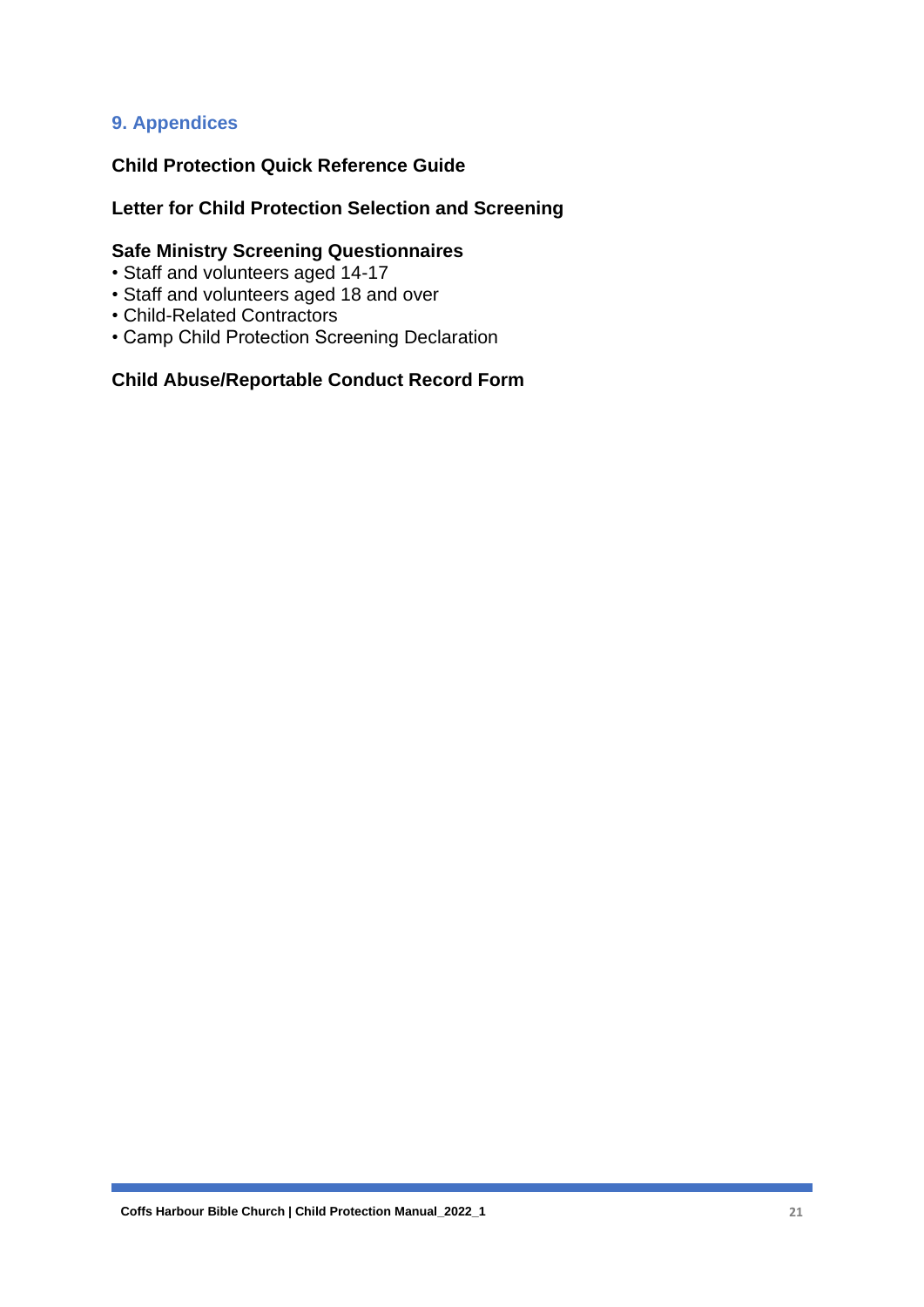## 9. Appendices

**Child Protection Quick Reference Guide**

**Letter for Child Protection Selection and Screening**

**Safe Ministry Screening Questionnaires**

- Staff and volunteers aged 14-17
- Staff and volunteers aged 18 and over
- Child-Related Contractors
- Camp Child Protection Screening Declaration

**Child Abuse/Reportable Conduct Record Form**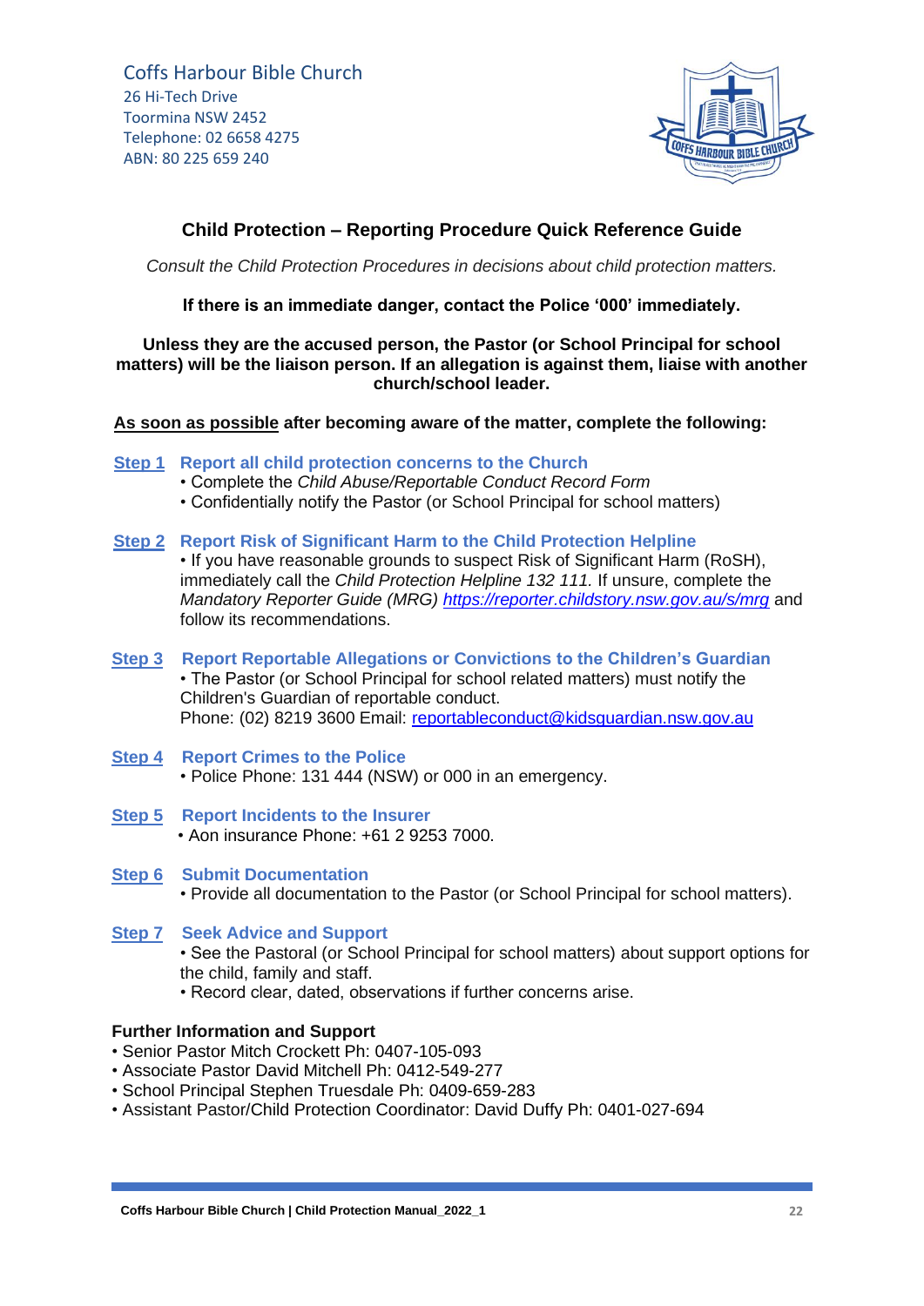Coffs Harbour Bible Church
26 Hi-Tech Drive
Toormina NSW 2452
Telephone: 02 6658 4275
ABN: 80 225 659 240

## Child Protection – Reporting Procedure Quick Reference Guide

*Consult the Child Protection Procedures in decisions about child protection matters.*

**If there is an immediate danger, contact the Police '000' immediately.**

**Unless they are the accused person, the Pastor (or School Principal for school matters) will be the liaison person. If an allegation is against them, liaise with another church/school leader.**

**As soon as possible after becoming aware of the matter, complete the following:**

### Step 1 Report all child protection concerns to the Church

- Complete the *Child Abuse/Reportable Conduct Record Form*
- Confidentially notify the Pastor (or School Principal for school matters)

### Step 2 Report Risk of Significant Harm to the Child Protection Helpline

- If you have reasonable grounds to suspect Risk of Significant Harm (RoSH), immediately call the *Child Protection Helpline 132 111.* If unsure, complete the *Mandatory Reporter Guide (MRG)* https://reporter.childstory.nsw.gov.au/s/mrg and follow its recommendations.

### Step 3 Report Reportable Allegations or Convictions to the Children's Guardian

- The Pastor (or School Principal for school related matters) must notify the Children's Guardian of reportable conduct.
Phone: (02) 8219 3600 Email: reportableconduct@kidsguardian.nsw.gov.au

### Step 4 Report Crimes to the Police

- Police Phone: 131 444 (NSW) or 000 in an emergency.

### Step 5 Report Incidents to the Insurer

- Aon insurance Phone: +61 2 9253 7000.

### Step 6 Submit Documentation

- Provide all documentation to the Pastor (or School Principal for school matters).

### Step 7 Seek Advice and Support

- See the Pastoral (or School Principal for school matters) about support options for the child, family and staff.
- Record clear, dated, observations if further concerns arise.

**Further Information and Support**

- Senior Pastor Mitch Crockett Ph: 0407-105-093
- Associate Pastor David Mitchell Ph: 0412-549-277
- School Principal Stephen Truesdale Ph: 0409-659-283
- Assistant Pastor/Child Protection Coordinator: David Duffy Ph: 0401-027-694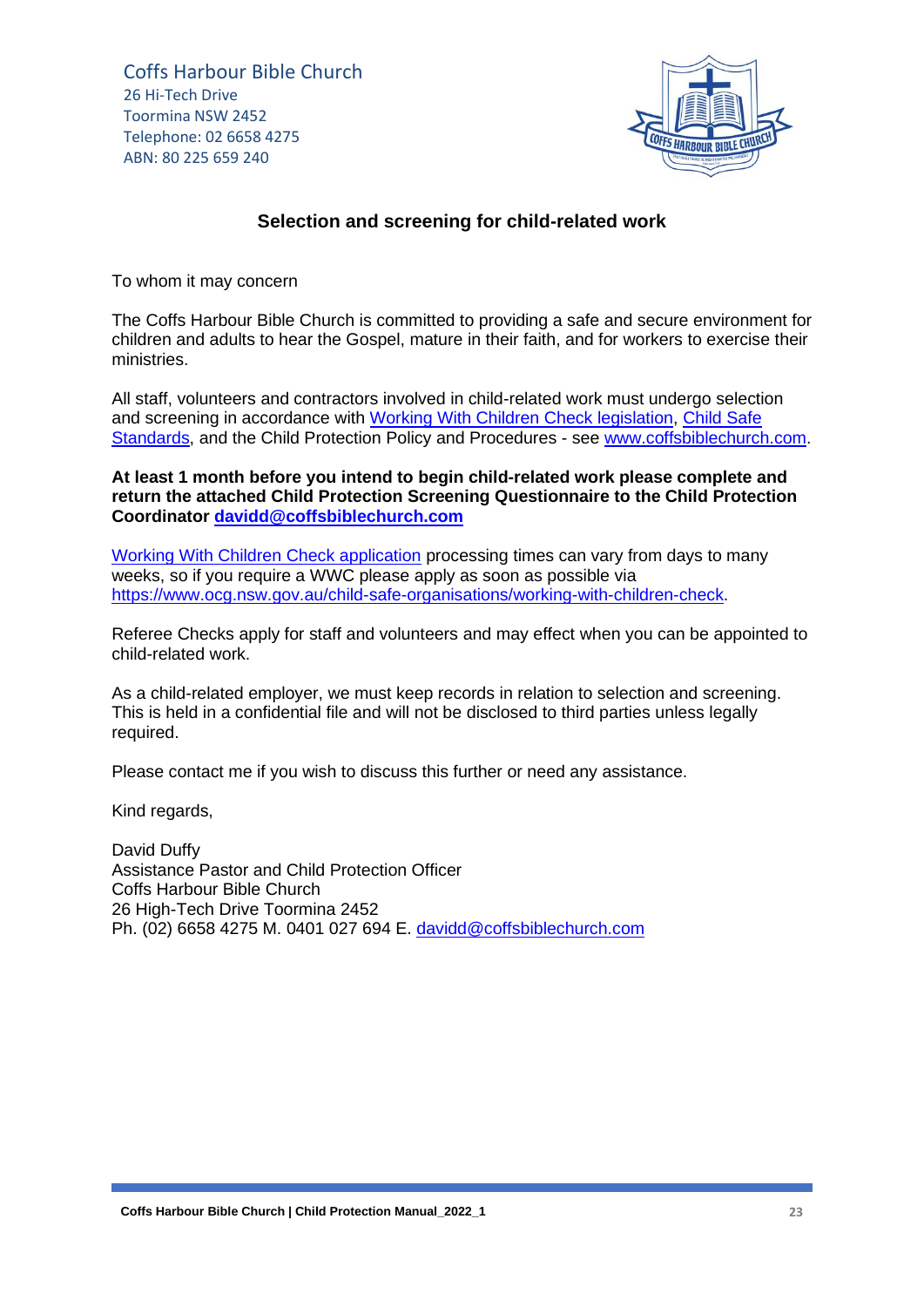Coffs Harbour Bible Church
26 Hi-Tech Drive
Toormina NSW 2452
Telephone: 02 6658 4275
ABN: 80 225 659 240

## Selection and screening for child-related work

To whom it may concern

The Coffs Harbour Bible Church is committed to providing a safe and secure environment for children and adults to hear the Gospel, mature in their faith, and for workers to exercise their ministries.

All staff, volunteers and contractors involved in child-related work must undergo selection and screening in accordance with Working With Children Check legislation, Child Safe Standards, and the Child Protection Policy and Procedures - see www.coffsbiblechurch.com.

**At least 1 month before you intend to begin child-related work please complete and return the attached Child Protection Screening Questionnaire to the Child Protection Coordinator davidd@coffsbiblechurch.com**

Working With Children Check application processing times can vary from days to many weeks, so if you require a WWC please apply as soon as possible via https://www.ocg.nsw.gov.au/child-safe-organisations/working-with-children-check.

Referee Checks apply for staff and volunteers and may effect when you can be appointed to child-related work.

As a child-related employer, we must keep records in relation to selection and screening. This is held in a confidential file and will not be disclosed to third parties unless legally required.

Please contact me if you wish to discuss this further or need any assistance.

Kind regards,

David Duffy
Assistance Pastor and Child Protection Officer
Coffs Harbour Bible Church
26 High-Tech Drive Toormina 2452
Ph. (02) 6658 4275 M. 0401 027 694 E. davidd@coffsbiblechurch.com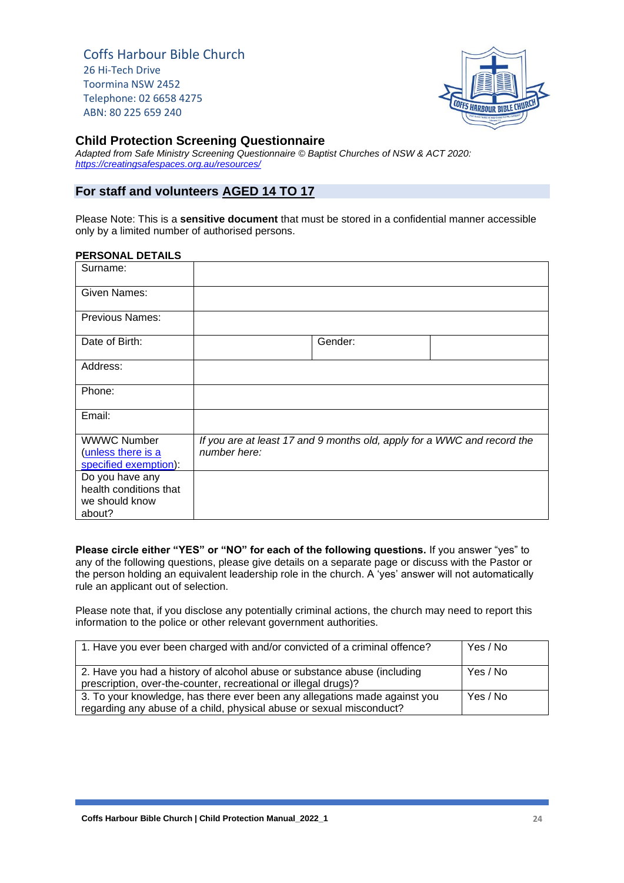Coffs Harbour Bible Church
26 Hi-Tech Drive
Toormina NSW 2452
Telephone: 02 6658 4275
ABN: 80 225 659 240

## Child Protection Screening Questionnaire

*Adapted from Safe Ministry Screening Questionnaire © Baptist Churches of NSW & ACT 2020:* *[https://creatingsafespaces.org.au/resources/](https://creatingsafespaces.org.au/resources/)*

## For staff and volunteers AGED 14 TO 17

Please Note: This is a **sensitive document** that must be stored in a confidential manner accessible only by a limited number of authorised persons.

**PERSONAL DETAILS**

| | | | |
|---|---|---|---|
| Surname: | | | |
| Given Names: | | | |
| Previous Names: | | | |
| Date of Birth: | | Gender: | |
| Address: | | | |
| Phone: | | | |
| Email: | | | |
| WWWC Number (unless there is a specified exemption): | *If you are at least 17 and 9 months old, apply for a WWC and record the number here:* | | |
| Do you have any health conditions that we should know about? | | | |

**Please circle either "YES" or "NO" for each of the following questions.** If you answer "yes" to any of the following questions, please give details on a separate page or discuss with the Pastor or the person holding an equivalent leadership role in the church. A 'yes' answer will not automatically rule an applicant out of selection.

Please note that, if you disclose any potentially criminal actions, the church may need to report this information to the police or other relevant government authorities.

| | |
|---|---|
| 1. Have you ever been charged with and/or convicted of a criminal offence? | Yes / No |
| 2. Have you had a history of alcohol abuse or substance abuse (including prescription, over-the-counter, recreational or illegal drugs)? | Yes / No |
| 3. To your knowledge, has there ever been any allegations made against you regarding any abuse of a child, physical abuse or sexual misconduct? | Yes / No |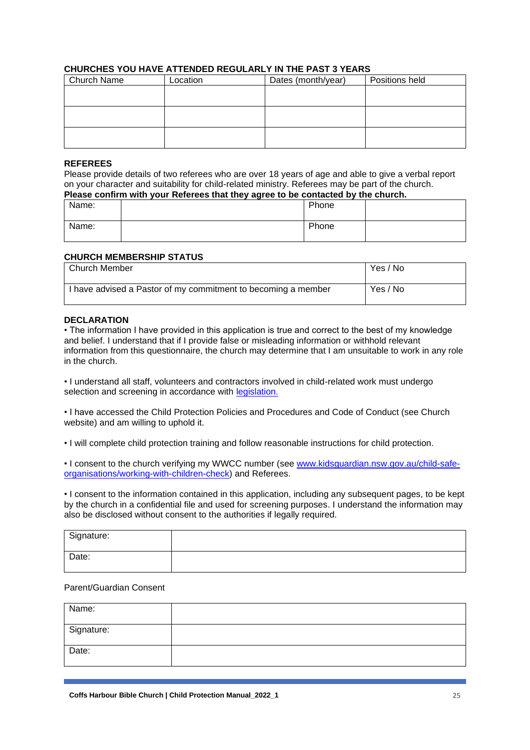**CHURCHES YOU HAVE ATTENDED REGULARLY IN THE PAST 3 YEARS**

| Church Name | Location | Dates (month/year) | Positions held |
|---|---|---|---|
| | | | |
| | | | |
| | | | |

**REFEREES**

Please provide details of two referees who are over 18 years of age and able to give a verbal report on your character and suitability for child-related ministry. Referees may be part of the church.

**Please confirm with your Referees that they agree to be contacted by the church.**

| Name: | | Phone | |
|---|---|---|---|
| Name: | | Phone | |

**CHURCH MEMBERSHIP STATUS**

| Church Member | Yes / No |
|---|---|
| I have advised a Pastor of my commitment to becoming a member | Yes / No |

**DECLARATION**

• The information I have provided in this application is true and correct to the best of my knowledge and belief. I understand that if I provide false or misleading information or withhold relevant information from this questionnaire, the church may determine that I am unsuitable to work in any role in the church.

• I understand all staff, volunteers and contractors involved in child-related work must undergo selection and screening in accordance with legislation.

• I have accessed the Child Protection Policies and Procedures and Code of Conduct (see Church website) and am willing to uphold it.

• I will complete child protection training and follow reasonable instructions for child protection.

• I consent to the church verifying my WWCC number (see www.kidsguardian.nsw.gov.au/child-safe-organisations/working-with-children-check) and Referees.

• I consent to the information contained in this application, including any subsequent pages, to be kept by the church in a confidential file and used for screening purposes. I understand the information may also be disclosed without consent to the authorities if legally required.

| Signature: | |
|---|---|
| Date: | |

Parent/Guardian Consent

| Name: | |
|---|---|
| Signature: | |
| Date: | |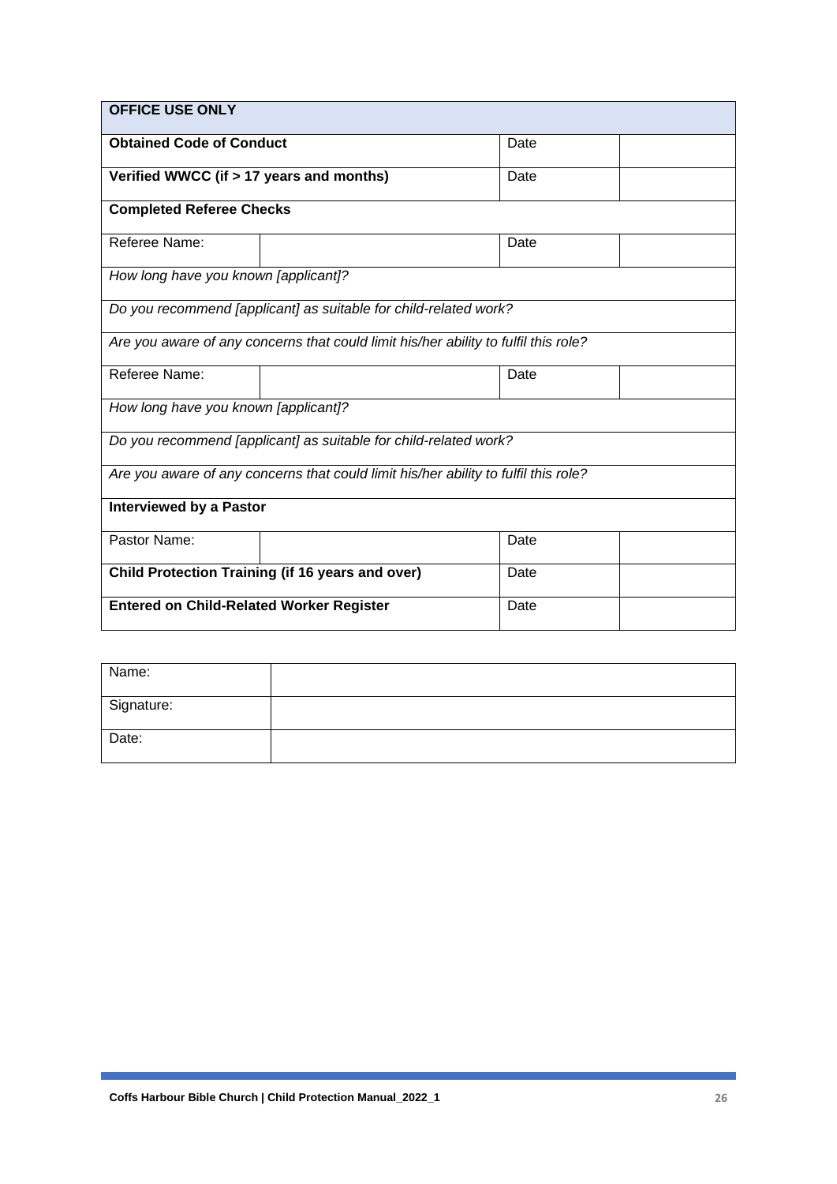| OFFICE USE ONLY | | | |
|---|---|---|---|
| **Obtained Code of Conduct** | | Date | |
| **Verified WWCC (if > 17 years and months)** | | Date | |
| **Completed Referee Checks** | | | |
| Referee Name: | | Date | |
| *How long have you known [applicant]?* | | | |
| *Do you recommend [applicant] as suitable for child-related work?* | | | |
| *Are you aware of any concerns that could limit his/her ability to fulfil this role?* | | | |
| Referee Name: | | Date | |
| *How long have you known [applicant]?* | | | |
| *Do you recommend [applicant] as suitable for child-related work?* | | | |
| *Are you aware of any concerns that could limit his/her ability to fulfil this role?* | | | |
| **Interviewed by a Pastor** | | | |
| Pastor Name: | | Date | |
| **Child Protection Training (if 16 years and over)** | | Date | |
| **Entered on Child-Related Worker Register** | | Date | |

| Name: | |
|---|---|
| Signature: | |
| Date: | |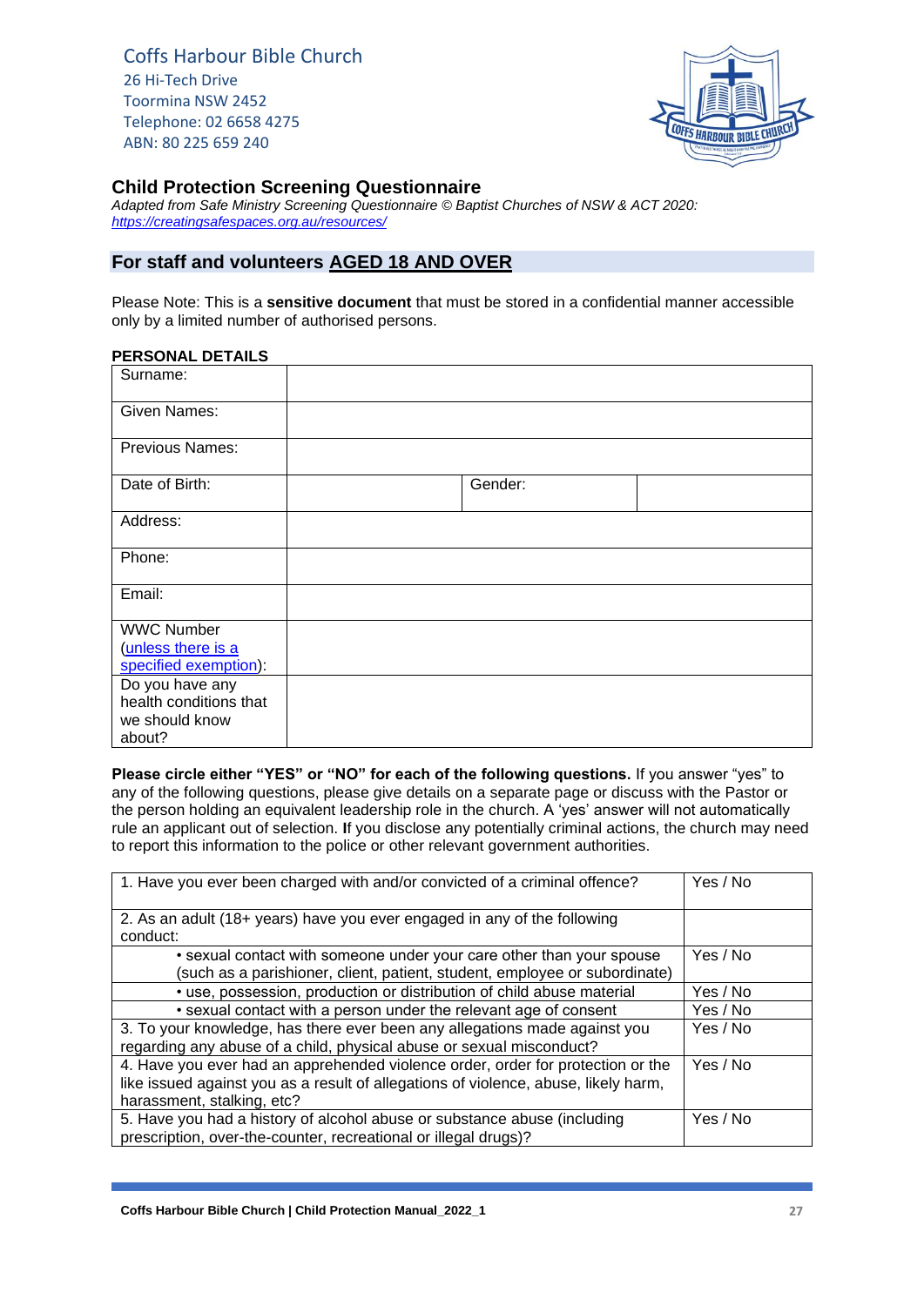Coffs Harbour Bible Church
26 Hi-Tech Drive
Toormina NSW 2452
Telephone: 02 6658 4275
ABN: 80 225 659 240

## Child Protection Screening Questionnaire

*Adapted from Safe Ministry Screening Questionnaire © Baptist Churches of NSW & ACT 2020:* *https://creatingsafespaces.org.au/resources/*

## For staff and volunteers AGED 18 AND OVER

Please Note: This is a **sensitive document** that must be stored in a confidential manner accessible only by a limited number of authorised persons.

**PERSONAL DETAILS**

| Surname: | | | |
|---|---|---|---|
| Given Names: | | | |
| Previous Names: | | | |
| Date of Birth: | | Gender: | |
| Address: | | | |
| Phone: | | | |
| Email: | | | |
| WWC Number (unless there is a specified exemption): | | | |
| Do you have any health conditions that we should know about? | | | |

**Please circle either "YES" or "NO" for each of the following questions.** If you answer "yes" to any of the following questions, please give details on a separate page or discuss with the Pastor or the person holding an equivalent leadership role in the church. A 'yes' answer will not automatically rule an applicant out of selection. **I**f you disclose any potentially criminal actions, the church may need to report this information to the police or other relevant government authorities.

| Question | Answer |
|---|---|
| 1. Have you ever been charged with and/or convicted of a criminal offence? | Yes / No |
| 2. As an adult (18+ years) have you ever engaged in any of the following conduct: | |
| • sexual contact with someone under your care other than your spouse (such as a parishioner, client, patient, student, employee or subordinate) | Yes / No |
| • use, possession, production or distribution of child abuse material | Yes / No |
| • sexual contact with a person under the relevant age of consent | Yes / No |
| 3. To your knowledge, has there ever been any allegations made against you regarding any abuse of a child, physical abuse or sexual misconduct? | Yes / No |
| 4. Have you ever had an apprehended violence order, order for protection or the like issued against you as a result of allegations of violence, abuse, likely harm, harassment, stalking, etc? | Yes / No |
| 5. Have you had a history of alcohol abuse or substance abuse (including prescription, over-the-counter, recreational or illegal drugs)? | Yes / No |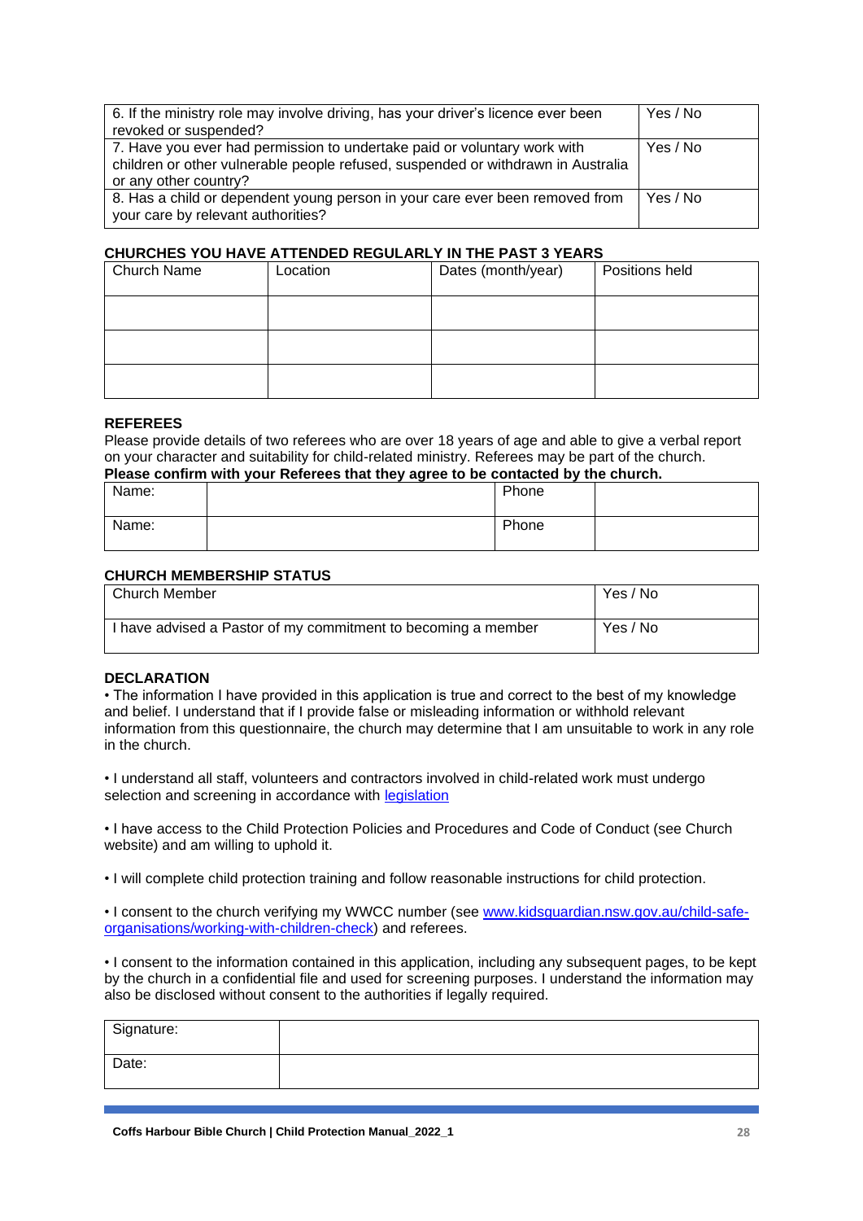| | |
|---|---|
| 6. If the ministry role may involve driving, has your driver's licence ever been revoked or suspended? | Yes / No |
| 7. Have you ever had permission to undertake paid or voluntary work with children or other vulnerable people refused, suspended or withdrawn in Australia or any other country? | Yes / No |
| 8. Has a child or dependent young person in your care ever been removed from your care by relevant authorities? | Yes / No |

**CHURCHES YOU HAVE ATTENDED REGULARLY IN THE PAST 3 YEARS**

| Church Name | Location | Dates (month/year) | Positions held |
|---|---|---|---|
| | | | |
| | | | |
| | | | |

**REFEREES**

Please provide details of two referees who are over 18 years of age and able to give a verbal report on your character and suitability for child-related ministry. Referees may be part of the church.

**Please confirm with your Referees that they agree to be contacted by the church.**

| Name: | | Phone | |
|---|---|---|---|
| Name: | | Phone | |

**CHURCH MEMBERSHIP STATUS**

| Church Member | Yes / No |
|---|---|
| I have advised a Pastor of my commitment to becoming a member | Yes / No |

**DECLARATION**

• The information I have provided in this application is true and correct to the best of my knowledge and belief. I understand that if I provide false or misleading information or withhold relevant information from this questionnaire, the church may determine that I am unsuitable to work in any role in the church.

• I understand all staff, volunteers and contractors involved in child-related work must undergo selection and screening in accordance with legislation

• I have access to the Child Protection Policies and Procedures and Code of Conduct (see Church website) and am willing to uphold it.

• I will complete child protection training and follow reasonable instructions for child protection.

• I consent to the church verifying my WWCC number (see www.kidsguardian.nsw.gov.au/child-safe-organisations/working-with-children-check) and referees.

• I consent to the information contained in this application, including any subsequent pages, to be kept by the church in a confidential file and used for screening purposes. I understand the information may also be disclosed without consent to the authorities if legally required.

| Signature: | |
|---|---|
| Date: | |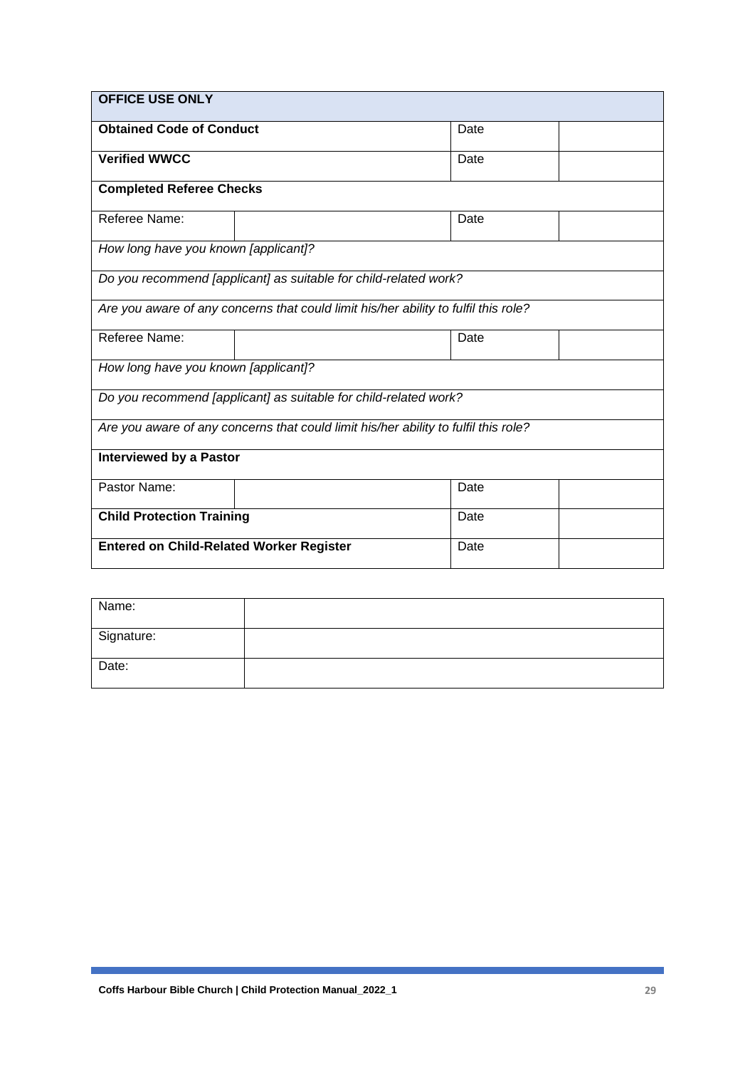| **OFFICE USE ONLY** | | | |
|---|---|---|---|
| **Obtained Code of Conduct** | | Date | |
| **Verified WWCC** | | Date | |
| **Completed Referee Checks** | | | |
| Referee Name: | | Date | |
| *How long have you known [applicant]?* | | | |
| *Do you recommend [applicant] as suitable for child-related work?* | | | |
| *Are you aware of any concerns that could limit his/her ability to fulfil this role?* | | | |
| Referee Name: | | Date | |
| *How long have you known [applicant]?* | | | |
| *Do you recommend [applicant] as suitable for child-related work?* | | | |
| *Are you aware of any concerns that could limit his/her ability to fulfil this role?* | | | |
| **Interviewed by a Pastor** | | | |
| Pastor Name: | | Date | |
| **Child Protection Training** | | Date | |
| **Entered on Child-Related Worker Register** | | Date | |

| Name: | |
|---|---|
| Signature: | |
| Date: | |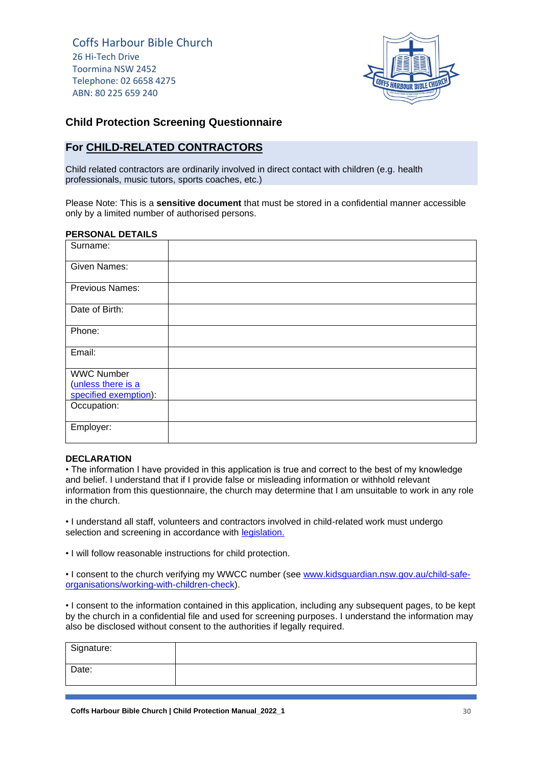Coffs Harbour Bible Church
26 Hi-Tech Drive
Toormina NSW 2452
Telephone: 02 6658 4275
ABN: 80 225 659 240

## Child Protection Screening Questionnaire

## For CHILD-RELATED CONTRACTORS

Child related contractors are ordinarily involved in direct contact with children (e.g. health professionals, music tutors, sports coaches, etc.)

Please Note: This is a **sensitive document** that must be stored in a confidential manner accessible only by a limited number of authorised persons.

**PERSONAL DETAILS**

| | |
|---|---|
| Surname: | |
| Given Names: | |
| Previous Names: | |
| Date of Birth: | |
| Phone: | |
| Email: | |
| WWC Number (unless there is a specified exemption): | |
| Occupation: | |
| Employer: | |

**DECLARATION**

• The information I have provided in this application is true and correct to the best of my knowledge and belief. I understand that if I provide false or misleading information or withhold relevant information from this questionnaire, the church may determine that I am unsuitable to work in any role in the church.

• I understand all staff, volunteers and contractors involved in child-related work must undergo selection and screening in accordance with legislation.

• I will follow reasonable instructions for child protection.

• I consent to the church verifying my WWCC number (see www.kidsguardian.nsw.gov.au/child-safe-organisations/working-with-children-check).

• I consent to the information contained in this application, including any subsequent pages, to be kept by the church in a confidential file and used for screening purposes. I understand the information may also be disclosed without consent to the authorities if legally required.

| | |
|---|---|
| Signature: | |
| Date: | |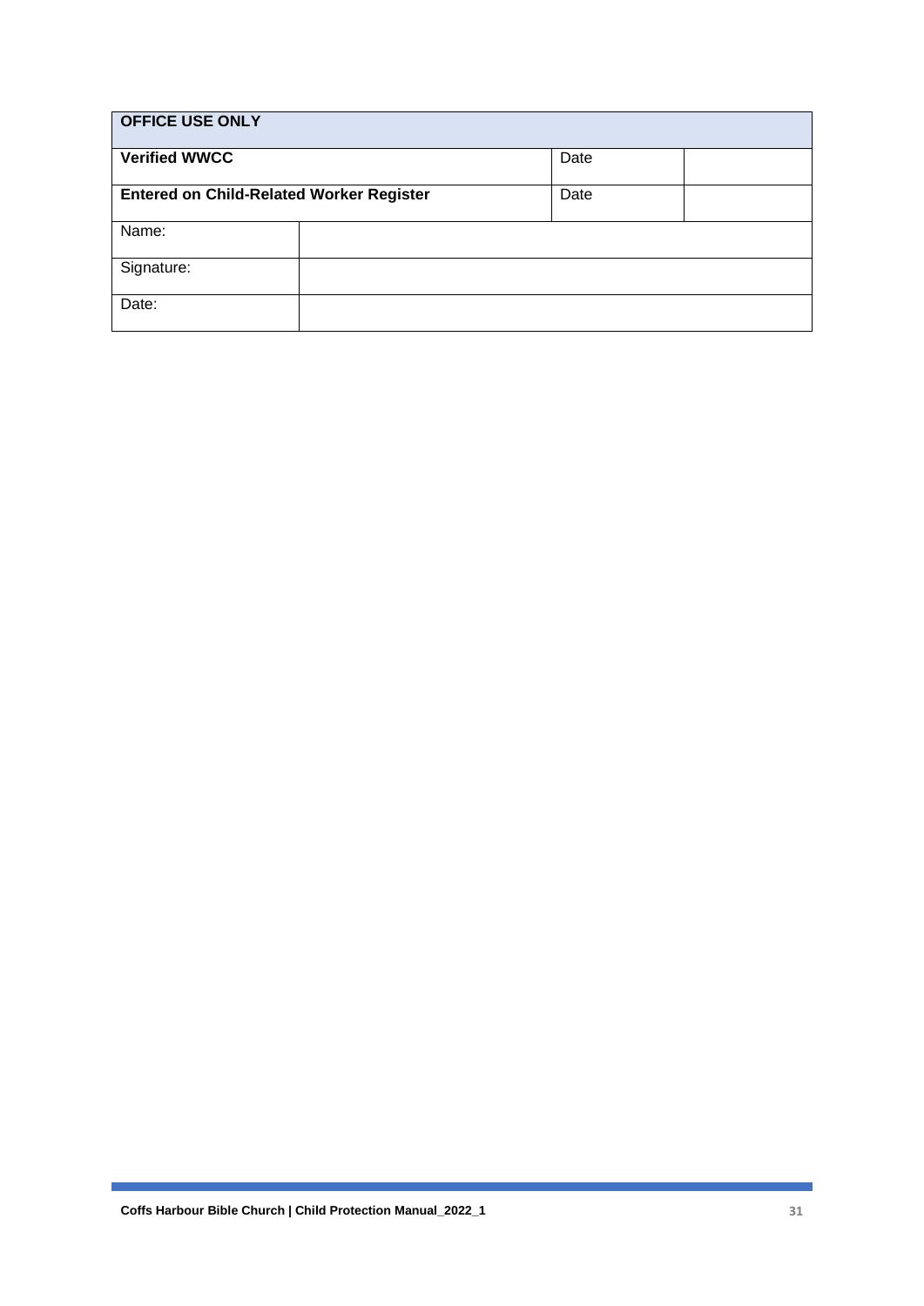| **OFFICE USE ONLY** | | | |
|---|---|---|---|
| **Verified WWCC** | | Date | |
| **Entered on Child-Related Worker Register** | | Date | |
| Name: | | | |
| Signature: | | | |
| Date: | | | |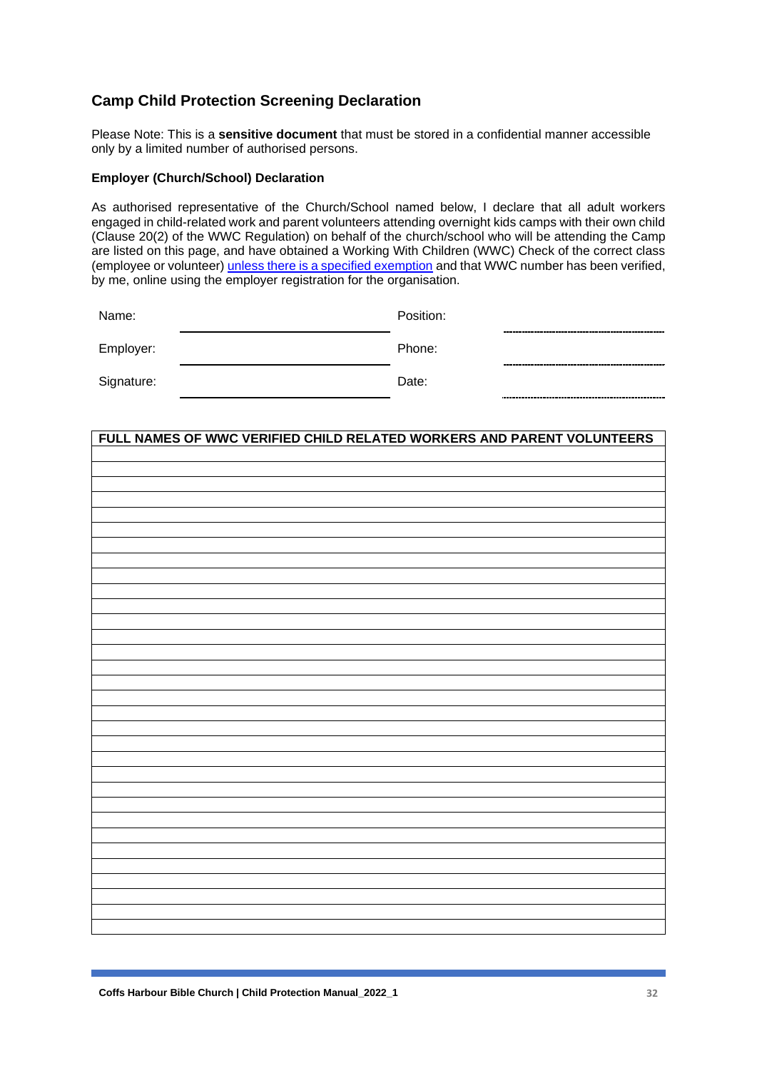## Camp Child Protection Screening Declaration

Please Note: This is a **sensitive document** that must be stored in a confidential manner accessible only by a limited number of authorised persons.

**Employer (Church/School) Declaration**

As authorised representative of the Church/School named below, I declare that all adult workers engaged in child-related work and parent volunteers attending overnight kids camps with their own child (Clause 20(2) of the WWC Regulation) on behalf of the church/school who will be attending the Camp are listed on this page, and have obtained a Working With Children (WWC) Check of the correct class (employee or volunteer) unless there is a specified exemption and that WWC number has been verified, by me, online using the employer registration for the organisation.

| | | | |
|---|---|---|---|
| Name: | | Position: | |
| Employer: | | Phone: | |
| Signature: | | Date: | |

| FULL NAMES OF WWC VERIFIED CHILD RELATED WORKERS AND PARENT VOLUNTEERS |
|---|
| |
| |
| |
| |
| |
| |
| |
| |
| |
| |
| |
| |
| |
| |
| |
| |
| |
| |
| |
| |
| |
| |
| |
| |
| |
| |
| |
| |
| |
| |
| |
| |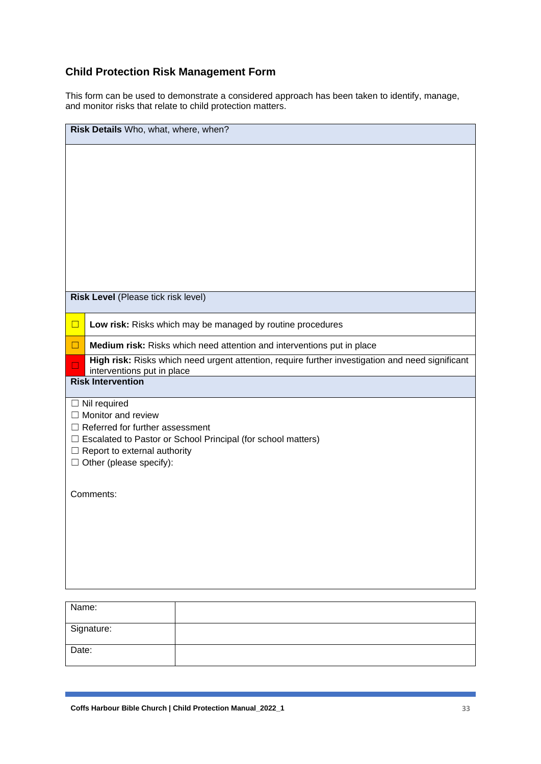## Child Protection Risk Management Form

This form can be used to demonstrate a considered approach has been taken to identify, manage, and monitor risks that relate to child protection matters.

**Risk Details** Who, what, where, when?

**Risk Level** (Please tick risk level)

| | |
|---|---|
| ☐ | **Low risk:** Risks which may be managed by routine procedures |
| ☐ | **Medium risk:** Risks which need attention and interventions put in place |
| ☐ | **High risk:** Risks which need urgent attention, require further investigation and need significant interventions put in place |

**Risk Intervention**

☐ Nil required
☐ Monitor and review
☐ Referred for further assessment
☐ Escalated to Pastor or School Principal (for school matters)
☐ Report to external authority
☐ Other (please specify):

Comments:

| | |
|---|---|
| Name: | |
| Signature: | |
| Date: | |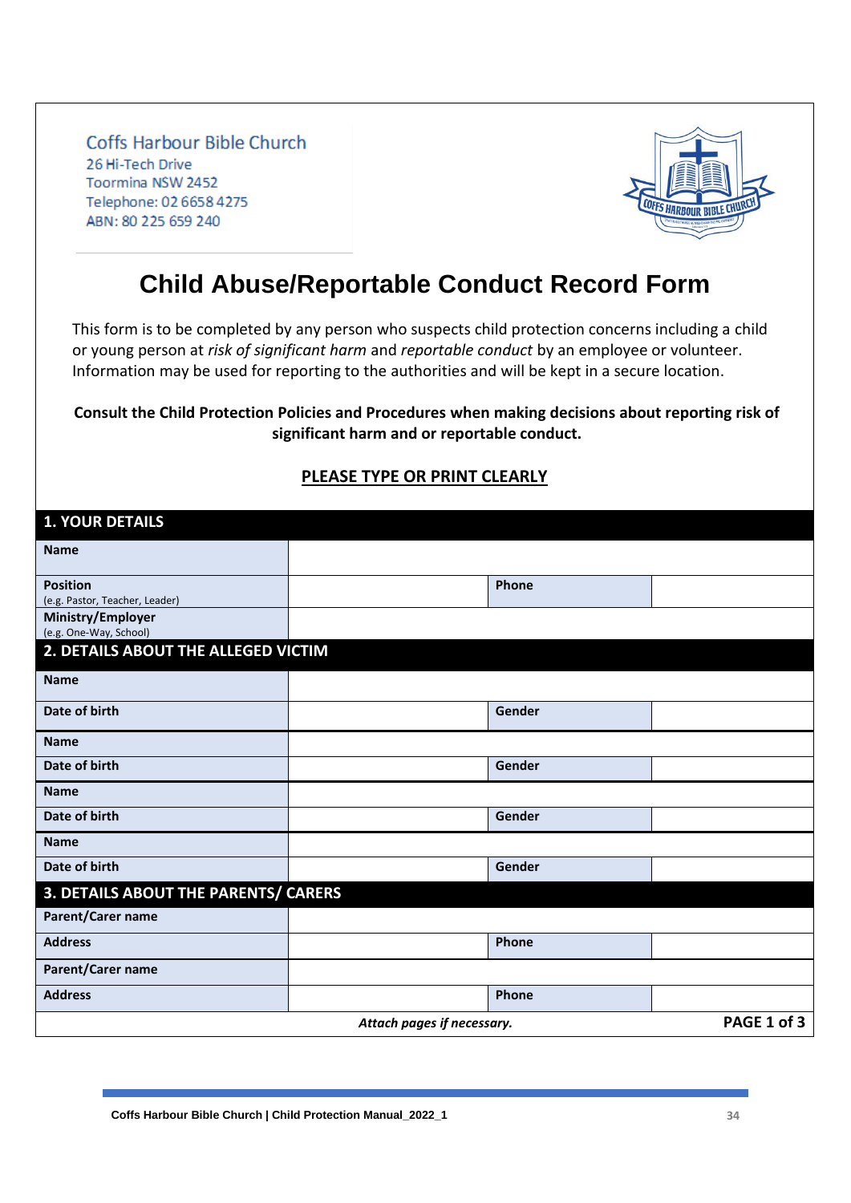Coffs Harbour Bible Church
26 Hi-Tech Drive
Toormina NSW 2452
Telephone: 02 6658 4275
ABN: 80 225 659 240

# Child Abuse/Reportable Conduct Record Form

This form is to be completed by any person who suspects child protection concerns including a child or young person at *risk of significant harm* and *reportable conduct* by an employee or volunteer. Information may be used for reporting to the authorities and will be kept in a secure location.

**Consult the Child Protection Policies and Procedures when making decisions about reporting risk of significant harm and or reportable conduct.**

**PLEASE TYPE OR PRINT CLEARLY**

| **1. YOUR DETAILS** | | | |
|---|---|---|---|
| **Name** | | | |
| **Position** (e.g. Pastor, Teacher, Leader) | | **Phone** | |
| **Ministry/Employer** (e.g. One-Way, School) | | | |
| **2. DETAILS ABOUT THE ALLEGED VICTIM** | | | |
| **Name** | | | |
| **Date of birth** | | **Gender** | |
| **Name** | | | |
| **Date of birth** | | **Gender** | |
| **Name** | | | |
| **Date of birth** | | **Gender** | |
| **Name** | | | |
| **Date of birth** | | **Gender** | |
| **3. DETAILS ABOUT THE PARENTS/ CARERS** | | | |
| **Parent/Carer name** | | | |
| **Address** | | **Phone** | |
| **Parent/Carer name** | | | |
| **Address** | | **Phone** | |

***Attach pages if necessary.*** **PAGE 1 of 3**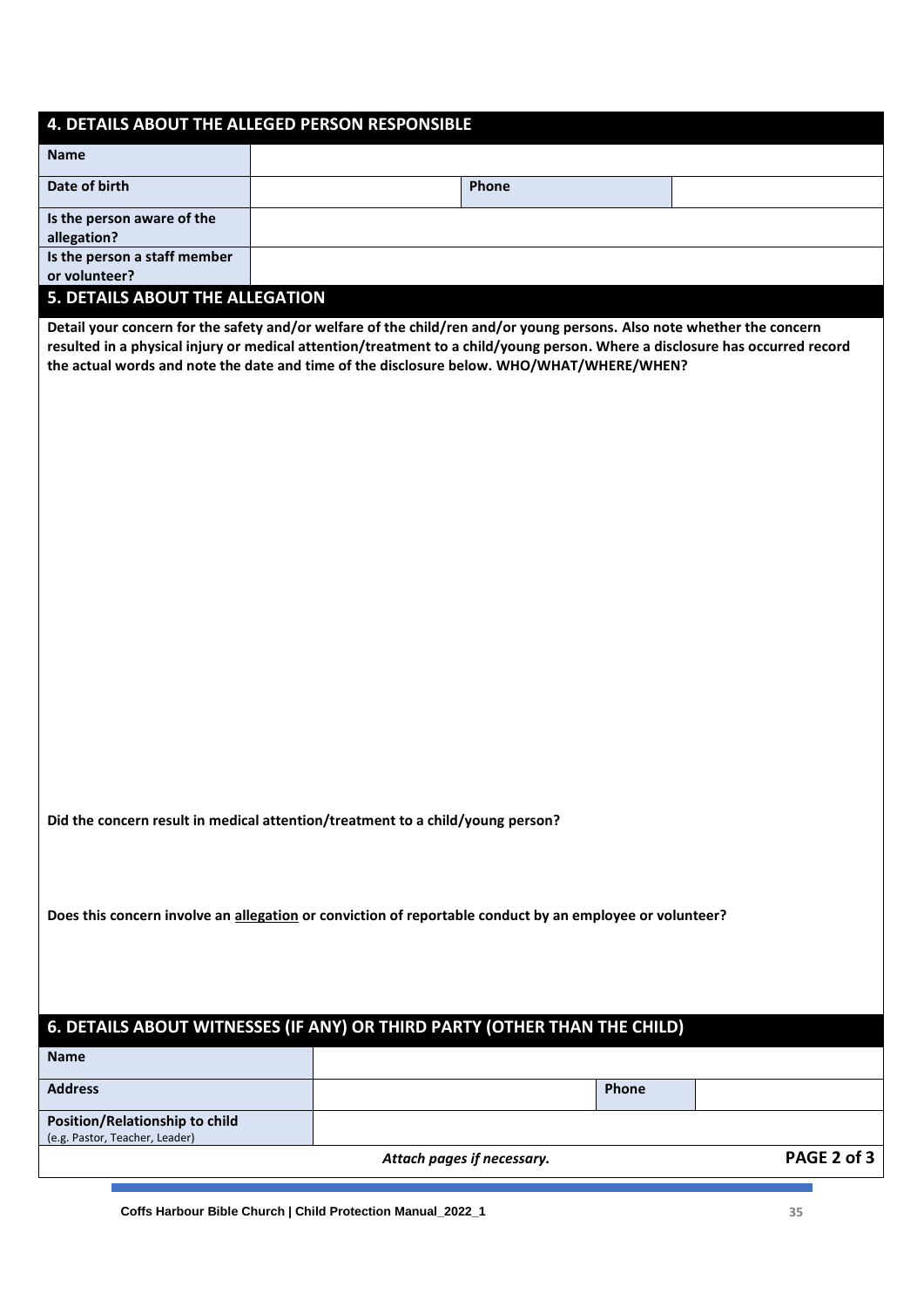## 4. DETAILS ABOUT THE ALLEGED PERSON RESPONSIBLE

| | | | |
|---|---|---|---|
| **Name** | | | |
| **Date of birth** | | **Phone** | |
| **Is the person aware of the allegation?** | | | |
| **Is the person a staff member or volunteer?** | | | |

## 5. DETAILS ABOUT THE ALLEGATION

**Detail your concern for the safety and/or welfare of the child/ren and/or young persons. Also note whether the concern resulted in a physical injury or medical attention/treatment to a child/young person. Where a disclosure has occurred record the actual words and note the date and time of the disclosure below. WHO/WHAT/WHERE/WHEN?**

**Did the concern result in medical attention/treatment to a child/young person?**

**Does this concern involve an allegation or conviction of reportable conduct by an employee or volunteer?**

## 6. DETAILS ABOUT WITNESSES (IF ANY) OR THIRD PARTY (OTHER THAN THE CHILD)

| | | | |
|---|---|---|---|
| **Name** | | | |
| **Address** | | **Phone** | |
| **Position/Relationship to child** (e.g. Pastor, Teacher, Leader) | | | |

***Attach pages if necessary.***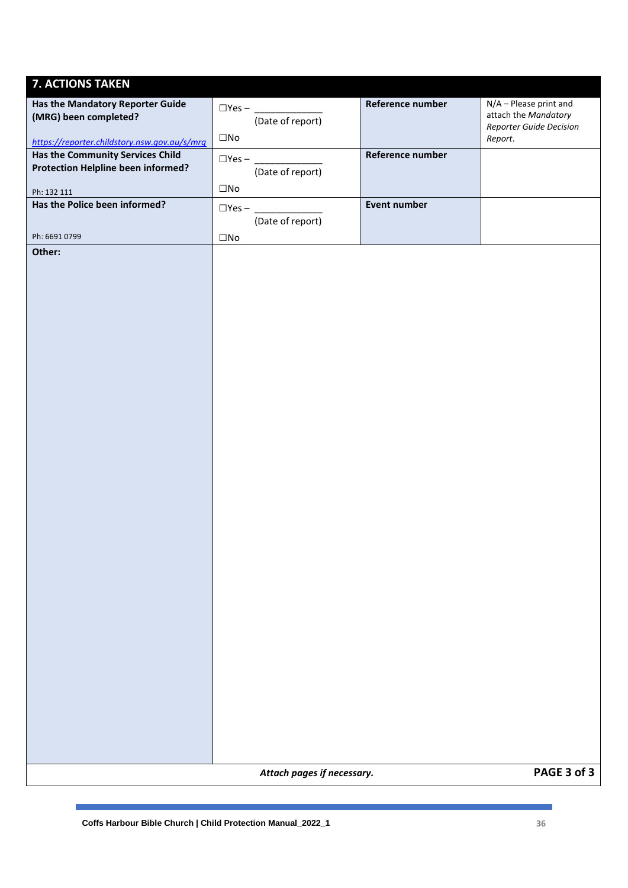## 7. ACTIONS TAKEN

| | | | |
|---|---|---|---|
| **Has the Mandatory Reporter Guide (MRG) been completed?** *https://reporter.childstory.nsw.gov.au/s/mrg* | ☐Yes – ____________ (Date of report) ☐No | **Reference number** | N/A – Please print and attach the *Mandatory Reporter Guide Decision Report*. |
| **Has the Community Services Child Protection Helpline been informed?** Ph: 132 111 | ☐Yes – ____________ (Date of report) ☐No | **Reference number** | |
| **Has the Police been informed?** Ph: 6691 0799 | ☐Yes – ____________ (Date of report) ☐No | **Event number** | |
| **Other:** | | | |

***Attach pages if necessary.***

**PAGE 3 of 3**